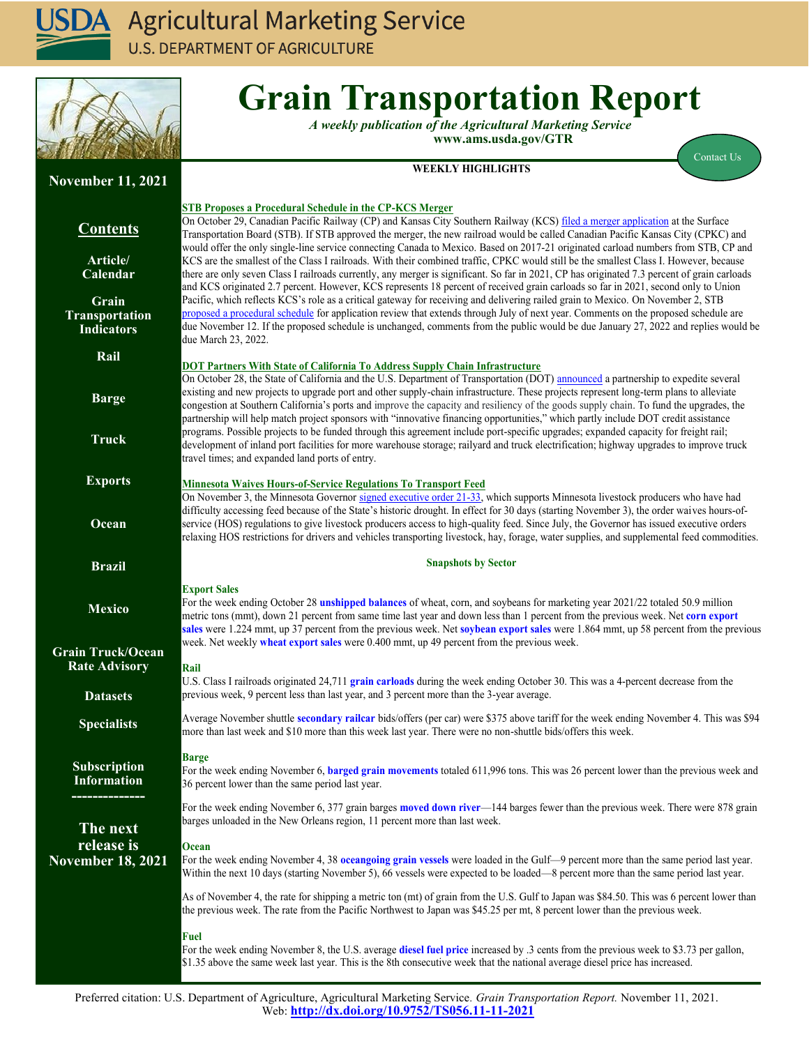# Grain Transportation Report

*A weekly publication of the Agricultural Marketing Service*
**www.ams.usda.gov/GTR**

Contact Us

**November 11, 2021**

## Contents

- Article/ Calendar
- Grain Transportation Indicators
- Rail
- Barge
- Truck
- Exports
- Ocean
- Brazil
- Mexico
- Grain Truck/Ocean Rate Advisory
- Datasets
- Specialists
- Subscription Information

**The next release is November 18, 2021**

## WEEKLY HIGHLIGHTS

### STB Proposes a Procedural Schedule in the CP-KCS Merger

On October 29, Canadian Pacific Railway (CP) and Kansas City Southern Railway (KCS) filed a merger application at the Surface Transportation Board (STB). If STB approved the merger, the new railroad would be called Canadian Pacific Kansas City (CPKC) and would offer the only single-line service connecting Canada to Mexico. Based on 2017-21 originated carload numbers from STB, CP and KCS are the smallest of the Class I railroads. With their combined traffic, CPKC would still be the smallest Class I. However, because there are only seven Class I railroads currently, any merger is significant. So far in 2021, CP has originated 7.3 percent of grain carloads and KCS originated 2.7 percent. However, KCS represents 18 percent of received grain carloads so far in 2021, second only to Union Pacific, which reflects KCS's role as a critical gateway for receiving and delivering railed grain to Mexico. On November 2, STB proposed a procedural schedule for application review that extends through July of next year. Comments on the proposed schedule are due November 12. If the proposed schedule is unchanged, comments from the public would be due January 27, 2022 and replies would be due March 23, 2022.

### DOT Partners With State of California To Address Supply Chain Infrastructure

On October 28, the State of California and the U.S. Department of Transportation (DOT) announced a partnership to expedite several existing and new projects to upgrade port and other supply-chain infrastructure. These projects represent long-term plans to alleviate congestion at Southern California's ports and improve the capacity and resiliency of the goods supply chain. To fund the upgrades, the partnership will help match project sponsors with "innovative financing opportunities," which partly include DOT credit assistance programs. Possible projects to be funded through this agreement include port-specific upgrades; expanded capacity for freight rail; development of inland port facilities for more warehouse storage; railyard and truck electrification; highway upgrades to improve truck travel times; and expanded land ports of entry.

### Minnesota Waives Hours-of-Service Regulations To Transport Feed

On November 3, the Minnesota Governor signed executive order 21-33, which supports Minnesota livestock producers who have had difficulty accessing feed because of the State's historic drought. In effect for 30 days (starting November 3), the order waives hours-of-service (HOS) regulations to give livestock producers access to high-quality feed. Since July, the Governor has issued executive orders relaxing HOS restrictions for drivers and vehicles transporting livestock, hay, forage, water supplies, and supplemental feed commodities.

## Snapshots by Sector

### Export Sales

For the week ending October 28 **unshipped balances** of wheat, corn, and soybeans for marketing year 2021/22 totaled 50.9 million metric tons (mmt), down 21 percent from same time last year and down less than 1 percent from the previous week. Net **corn export sales** were 1.224 mmt, up 37 percent from the previous week. Net **soybean export sales** were 1.864 mmt, up 58 percent from the previous week. Net weekly **wheat export sales** were 0.400 mmt, up 49 percent from the previous week.

### Rail

U.S. Class I railroads originated 24,711 **grain carloads** during the week ending October 30. This was a 4-percent decrease from the previous week, 9 percent less than last year, and 3 percent more than the 3-year average.

Average November shuttle **secondary railcar** bids/offers (per car) were $375 above tariff for the week ending November 4. This was $94 more than last week and $10 more than this week last year. There were no non-shuttle bids/offers this week.

### Barge

For the week ending November 6, **barged grain movements** totaled 611,996 tons. This was 26 percent lower than the previous week and 36 percent lower than the same period last year.

For the week ending November 6, 377 grain barges **moved down river**—144 barges fewer than the previous week. There were 878 grain barges unloaded in the New Orleans region, 11 percent more than last week.

### Ocean

For the week ending November 4, 38 **oceangoing grain vessels** were loaded in the Gulf—9 percent more than the same period last year. Within the next 10 days (starting November 5), 66 vessels were expected to be loaded—8 percent more than the same period last year.

As of November 4, the rate for shipping a metric ton (mt) of grain from the U.S. Gulf to Japan was $84.50. This was 6 percent lower than the previous week. The rate from the Pacific Northwest to Japan was $45.25 per mt, 8 percent lower than the previous week.

### Fuel

For the week ending November 8, the U.S. average **diesel fuel price** increased by .3 cents from the previous week to $3.73 per gallon, $1.35 above the same week last year. This is the 8th consecutive week that the national average diesel price has increased.

Preferred citation: U.S. Department of Agriculture, Agricultural Marketing Service. *Grain Transportation Report.* November 11, 2021. Web: **http://dx.doi.org/10.9752/TS056.11-11-2021**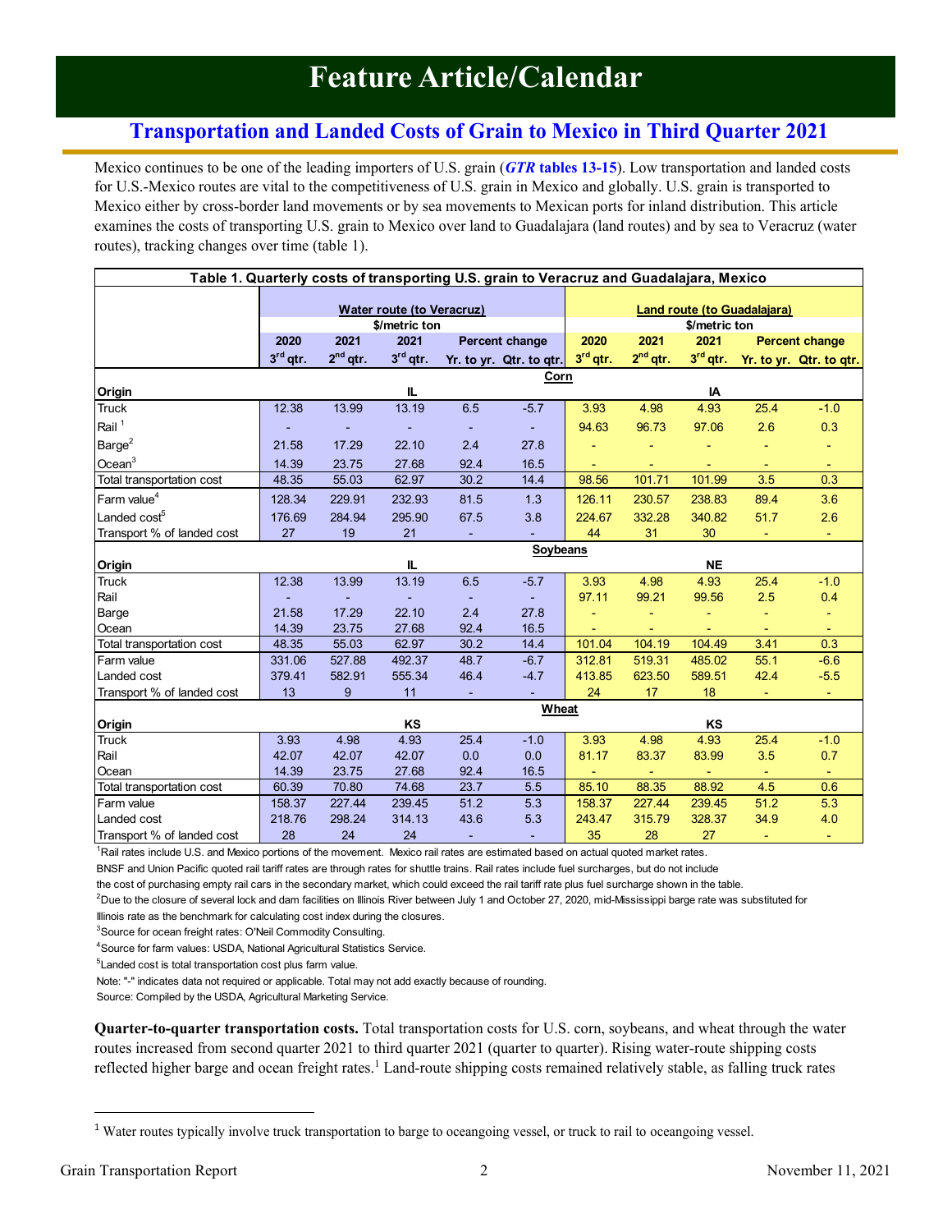# Feature Article/Calendar

## Transportation and Landed Costs of Grain to Mexico in Third Quarter 2021

Mexico continues to be one of the leading importers of U.S. grain (***GTR* tables 13-15**). Low transportation and landed costs for U.S.-Mexico routes are vital to the competitiveness of U.S. grain in Mexico and globally. U.S. grain is transported to Mexico either by cross-border land movements or by sea movements to Mexican ports for inland distribution. This article examines the costs of transporting U.S. grain to Mexico over land to Guadalajara (land routes) and by sea to Veracruz (water routes), tracking changes over time (table 1).

**Table 1. Quarterly costs of transporting U.S. grain to Veracruz and Guadalajara, Mexico**

| | Water route (to Veracruz) $/metric ton | | | | | Land route (to Guadalajara) $/metric ton | | | | |
|---|---|---|---|---|---|---|---|---|---|---|
| | 2020 3rd qtr. | 2021 2nd qtr. | 2021 3rd qtr. | Percent change Yr. to yr. | Percent change Qtr. to qtr. | 2020 3rd qtr. | 2021 2nd qtr. | 2021 3rd qtr. | Percent change Yr. to yr. | Percent change Qtr. to qtr. |
| **Corn** | | | | | | | | | | |
| Origin | | | IL | | | | | IA | | |
| Truck | 12.38 | 13.99 | 13.19 | 6.5 | -5.7 | 3.93 | 4.98 | 4.93 | 25.4 | -1.0 |
| Rail [1] | - | - | - | - | - | 94.63 | 96.73 | 97.06 | 2.6 | 0.3 |
| Barge [2] | 21.58 | 17.29 | 22.10 | 2.4 | 27.8 | - | - | - | - | - |
| Ocean [3] | 14.39 | 23.75 | 27.68 | 92.4 | 16.5 | - | - | - | - | - |
| Total transportation cost | 48.35 | 55.03 | 62.97 | 30.2 | 14.4 | 98.56 | 101.71 | 101.99 | 3.5 | 0.3 |
| Farm value [4] | 128.34 | 229.91 | 232.93 | 81.5 | 1.3 | 126.11 | 230.57 | 238.83 | 89.4 | 3.6 |
| Landed cost [5] | 176.69 | 284.94 | 295.90 | 67.5 | 3.8 | 224.67 | 332.28 | 340.82 | 51.7 | 2.6 |
| Transport % of landed cost | 27 | 19 | 21 | - | - | 44 | 31 | 30 | - | - |
| **Soybeans** | | | | | | | | | | |
| Origin | | | IL | | | | | NE | | |
| Truck | 12.38 | 13.99 | 13.19 | 6.5 | -5.7 | 3.93 | 4.98 | 4.93 | 25.4 | -1.0 |
| Rail | - | - | - | - | - | 97.11 | 99.21 | 99.56 | 2.5 | 0.4 |
| Barge | 21.58 | 17.29 | 22.10 | 2.4 | 27.8 | - | - | - | - | - |
| Ocean | 14.39 | 23.75 | 27.68 | 92.4 | 16.5 | - | - | - | - | - |
| Total transportation cost | 48.35 | 55.03 | 62.97 | 30.2 | 14.4 | 101.04 | 104.19 | 104.49 | 3.41 | 0.3 |
| Farm value | 331.06 | 527.88 | 492.37 | 48.7 | -6.7 | 312.81 | 519.31 | 485.02 | 55.1 | -6.6 |
| Landed cost | 379.41 | 582.91 | 555.34 | 46.4 | -4.7 | 413.85 | 623.50 | 589.51 | 42.4 | -5.5 |
| Transport % of landed cost | 13 | 9 | 11 | - | - | 24 | 17 | 18 | - | - |
| **Wheat** | | | | | | | | | | |
| Origin | | | KS | | | | | KS | | |
| Truck | 3.93 | 4.98 | 4.93 | 25.4 | -1.0 | 3.93 | 4.98 | 4.93 | 25.4 | -1.0 |
| Rail | 42.07 | 42.07 | 42.07 | 0.0 | 0.0 | 81.17 | 83.37 | 83.99 | 3.5 | 0.7 |
| Ocean | 14.39 | 23.75 | 27.68 | 92.4 | 16.5 | - | - | - | - | - |
| Total transportation cost | 60.39 | 70.80 | 74.68 | 23.7 | 5.5 | 85.10 | 88.35 | 88.92 | 4.5 | 0.6 |
| Farm value | 158.37 | 227.44 | 239.45 | 51.2 | 5.3 | 158.37 | 227.44 | 239.45 | 51.2 | 5.3 |
| Landed cost | 218.76 | 298.24 | 314.13 | 43.6 | 5.3 | 243.47 | 315.79 | 328.37 | 34.9 | 4.0 |
| Transport % of landed cost | 28 | 24 | 24 | - | - | 35 | 28 | 27 | - | - |

[1]Rail rates include U.S. and Mexico portions of the movement. Mexico rail rates are estimated based on actual quoted market rates.

BNSF and Union Pacific quoted rail tariff rates are through rates for shuttle trains. Rail rates include fuel surcharges, but do not include the cost of purchasing empty rail cars in the secondary market, which could exceed the rail tariff rate plus fuel surcharge shown in the table.

[2]Due to the closure of several lock and dam facilities on Illinois River between July 1 and October 27, 2020, mid-Mississippi barge rate was substituted for Illinois rate as the benchmark for calculating cost index during the closures.

[3]Source for ocean freight rates: O'Neil Commodity Consulting.

[4]Source for farm values: USDA, National Agricultural Statistics Service.

[5]Landed cost is total transportation cost plus farm value.

Note: "-" indicates data not required or applicable. Total may not add exactly because of rounding.

Source: Compiled by the USDA, Agricultural Marketing Service.

**Quarter-to-quarter transportation costs.** Total transportation costs for U.S. corn, soybeans, and wheat through the water routes increased from second quarter 2021 to third quarter 2021 (quarter to quarter). Rising water-route shipping costs reflected higher barge and ocean freight rates.[1] Land-route shipping costs remained relatively stable, as falling truck rates

[1] Water routes typically involve truck transportation to barge to oceangoing vessel, or truck to rail to oceangoing vessel.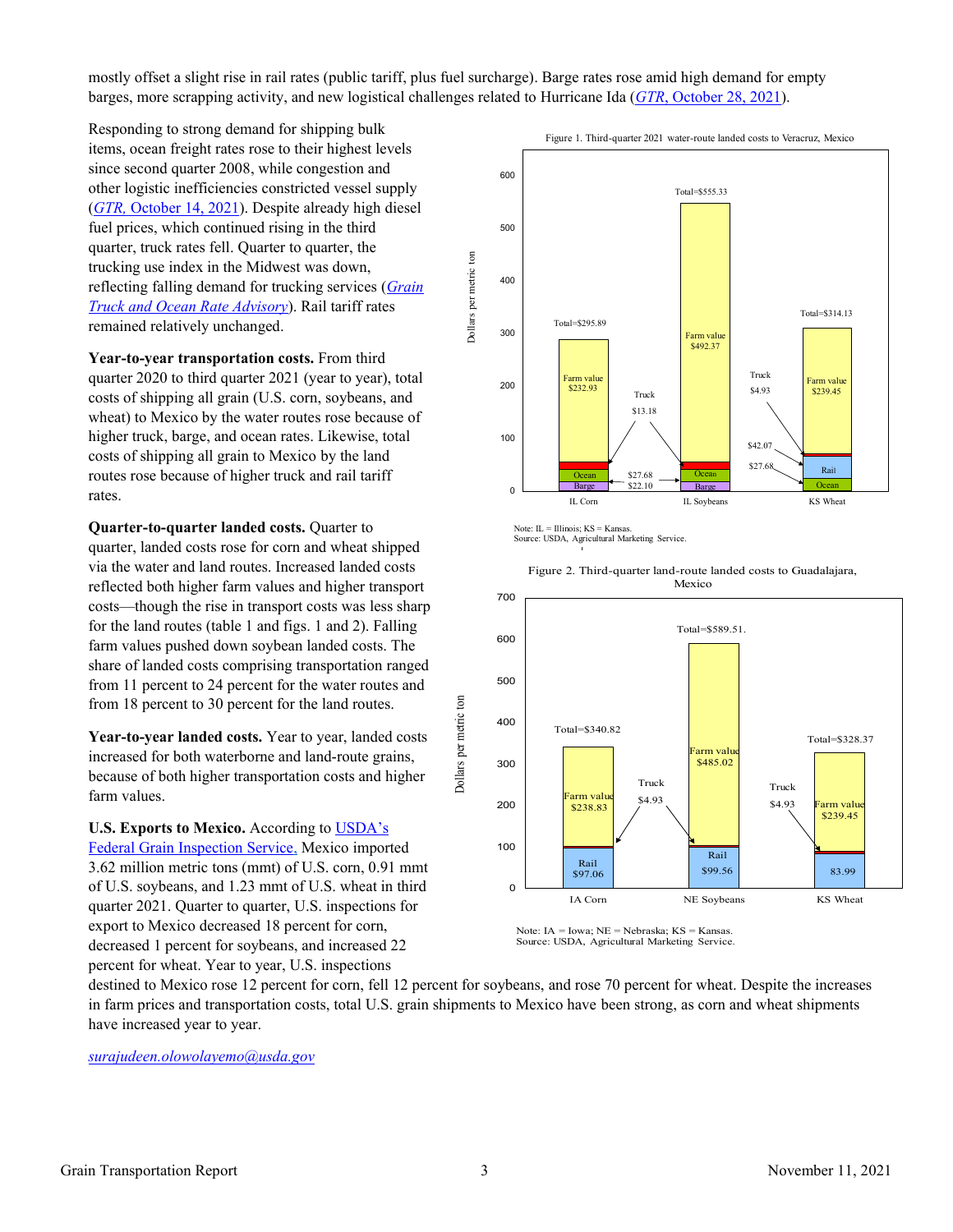mostly offset a slight rise in rail rates (public tariff, plus fuel surcharge). Barge rates rose amid high demand for empty barges, more scrapping activity, and new logistical challenges related to Hurricane Ida (GTR, October 28, 2021).

Responding to strong demand for shipping bulk items, ocean freight rates rose to their highest levels since second quarter 2008, while congestion and other logistic inefficiencies constricted vessel supply (GTR, October 14, 2021). Despite already high diesel fuel prices, which continued rising in the third quarter, truck rates fell. Quarter to quarter, the trucking use index in the Midwest was down, reflecting falling demand for trucking services (*Grain Truck and Ocean Rate Advisory*). Rail tariff rates remained relatively unchanged.

**Year-to-year transportation costs.** From third quarter 2020 to third quarter 2021 (year to year), total costs of shipping all grain (U.S. corn, soybeans, and wheat) to Mexico by the water routes rose because of higher truck, barge, and ocean rates. Likewise, total costs of shipping all grain to Mexico by the land routes rose because of higher truck and rail tariff rates.

**Quarter-to-quarter landed costs.** Quarter to quarter, landed costs rose for corn and wheat shipped via the water and land routes. Increased landed costs reflected both higher farm values and higher transport costs—though the rise in transport costs was less sharp for the land routes (table 1 and figs. 1 and 2). Falling farm values pushed down soybean landed costs. The share of landed costs comprising transportation ranged from 11 percent to 24 percent for the water routes and from 18 percent to 30 percent for the land routes.

**Year-to-year landed costs.** Year to year, landed costs increased for both waterborne and land-route grains, because of both higher transportation costs and higher farm values.

**U.S. Exports to Mexico.** According to USDA's Federal Grain Inspection Service, Mexico imported 3.62 million metric tons (mmt) of U.S. corn, 0.91 mmt of U.S. soybeans, and 1.23 mmt of U.S. wheat in third quarter 2021. Quarter to quarter, U.S. inspections for export to Mexico decreased 18 percent for corn, decreased 1 percent for soybeans, and increased 22 percent for wheat. Year to year, U.S. inspections destined to Mexico rose 12 percent for corn, fell 12 percent for soybeans, and rose 70 percent for wheat. Despite the increases in farm prices and transportation costs, total U.S. grain shipments to Mexico have been strong, as corn and wheat shipments have increased year to year.

Figure 1. Third-quarter 2021 water-route landed costs to Veracruz, Mexico

Note: IL = Illinois; KS = Kansas.
Source: USDA, Agricultural Marketing Service.

Figure 2. Third-quarter land-route landed costs to Guadalajara, Mexico

Note: IA = Iowa; NE = Nebraska; KS = Kansas.
Source: USDA, Agricultural Marketing Service.

*surajudeen.olowolayemo@usda.gov*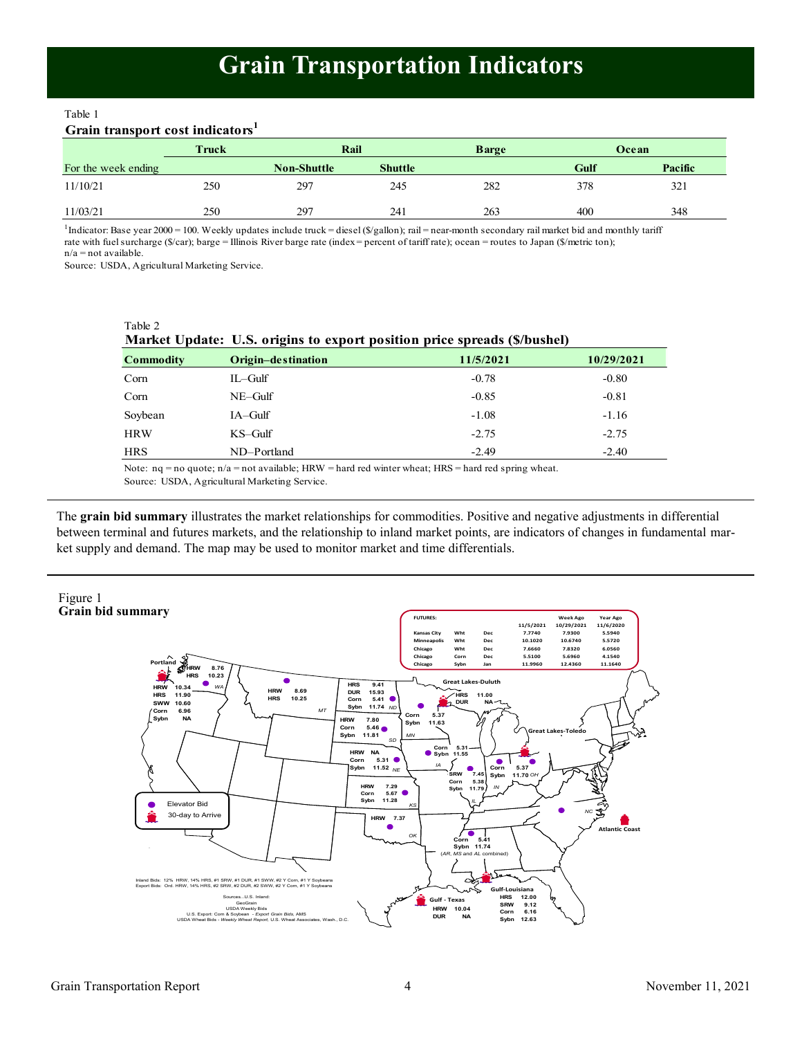# Grain Transportation Indicators

Table 1

**Grain transport cost indicators**[1]

| | Truck | Rail | | Barge | Ocean | |
|---|---|---|---|---|---|---|
| For the week ending | | Non-Shuttle | Shuttle | | Gulf | Pacific |
| 11/10/21 | 250 | 297 | 245 | 282 | 378 | 321 |
| 11/03/21 | 250 | 297 | 241 | 263 | 400 | 348 |

[1]Indicator: Base year 2000 = 100. Weekly updates include truck = diesel ($/gallon); rail = near-month secondary rail market bid and monthly tariff rate with fuel surcharge ($/car); barge = Illinois River barge rate (index = percent of tariff rate); ocean = routes to Japan ($/metric ton); n/a = not available.

Source: USDA, Agricultural Marketing Service.

Table 2

**Market Update: U.S. origins to export position price spreads ($/bushel)**

| Commodity | Origin–destination | 11/5/2021 | 10/29/2021 |
|---|---|---|---|
| Corn | IL–Gulf | -0.78 | -0.80 |
| Corn | NE–Gulf | -0.85 | -0.81 |
| Soybean | IA–Gulf | -1.08 | -1.16 |
| HRW | KS–Gulf | -2.75 | -2.75 |
| HRS | ND–Portland | -2.49 | -2.40 |

Note: nq = no quote; n/a = not available; HRW = hard red winter wheat; HRS = hard red spring wheat.

Source: USDA, Agricultural Marketing Service.

The **grain bid summary** illustrates the market relationships for commodities. Positive and negative adjustments in differential between terminal and futures markets, and the relationship to inland market points, are indicators of changes in fundamental market supply and demand. The map may be used to monitor market and time differentials.

Figure 1

**Grain bid summary**

FUTURES:

| | | | 11/5/2021 | Week Ago 10/29/2021 | Year Ago 11/6/2020 |
|---|---|---|---|---|---|
| Kansas City | Wht | Dec | 7.7740 | 7.9300 | 5.5940 |
| Minneapolis | Wht | Dec | 10.1020 | 10.6740 | 5.5720 |
| Chicago | Wht | Dec | 7.6660 | 7.8320 | 6.0560 |
| Chicago | Corn | Dec | 5.5100 | 5.6960 | 4.1540 |
| Chicago | Sybn | Jan | 11.9960 | 12.4360 | 11.1640 |

Portland: HRW 10.34, HRS 11.90, SWW 10.60, Corn 6.96, Sybn NA

WA: HRW 8.76, HRS 10.23

MT: HRW 8.69, HRS 10.25

ND: HRS 9.41, DUR 15.93, Corn 5.41, Sybn 11.74

Great Lakes-Duluth: HRS 11.00, DUR NA

MN: Corn 5.37, Sybn 11.63

SD: HRW 7.80, Corn 5.46, Sybn 11.81

IA: Corn 5.31, Sybn 11.55

NE: HRW NA, Corn 5.31, Sybn 11.52

IL: SRW 7.45, Corn 5.38, Sybn 11.79

IN: Corn 5.37, Sybn 11.70

OH

Great Lakes-Toledo

KS: HRW 7.29, Corn 5.67, Sybn 11.28

OK: HRW 7.37

NC

Atlantic Coast

(AR, MS and AL combined): Corn 5.41, Sybn 11.74

Gulf - Texas: HRW 10.04, DUR NA

Gulf-Louisiana: HRS 12.00, SRW 9.12, Corn 6.16, Sybn 12.63

Elevator Bid

30-day to Arrive

Inland Bids: 12% HRW, 14% HRS, #1 SRW, #1 DUR, #1 SWW, #2 Y Corn, #1 Y Soybeans
Export Bids: Ord. HRW, 14% HRS, #2 SRW, #2 DUR, #2 SWW, #2 Y Corn, #1 Y Soybeans

Sources...U.S. Inland: GeoGrain, USDA Weekly Bids, U.S. Export: Corn & Soybean - *Export Grain Bids*, AMS, USDA Wheat Bids - *Weekly Wheat Report*, U.S. Wheat Associates, Wash., D.C.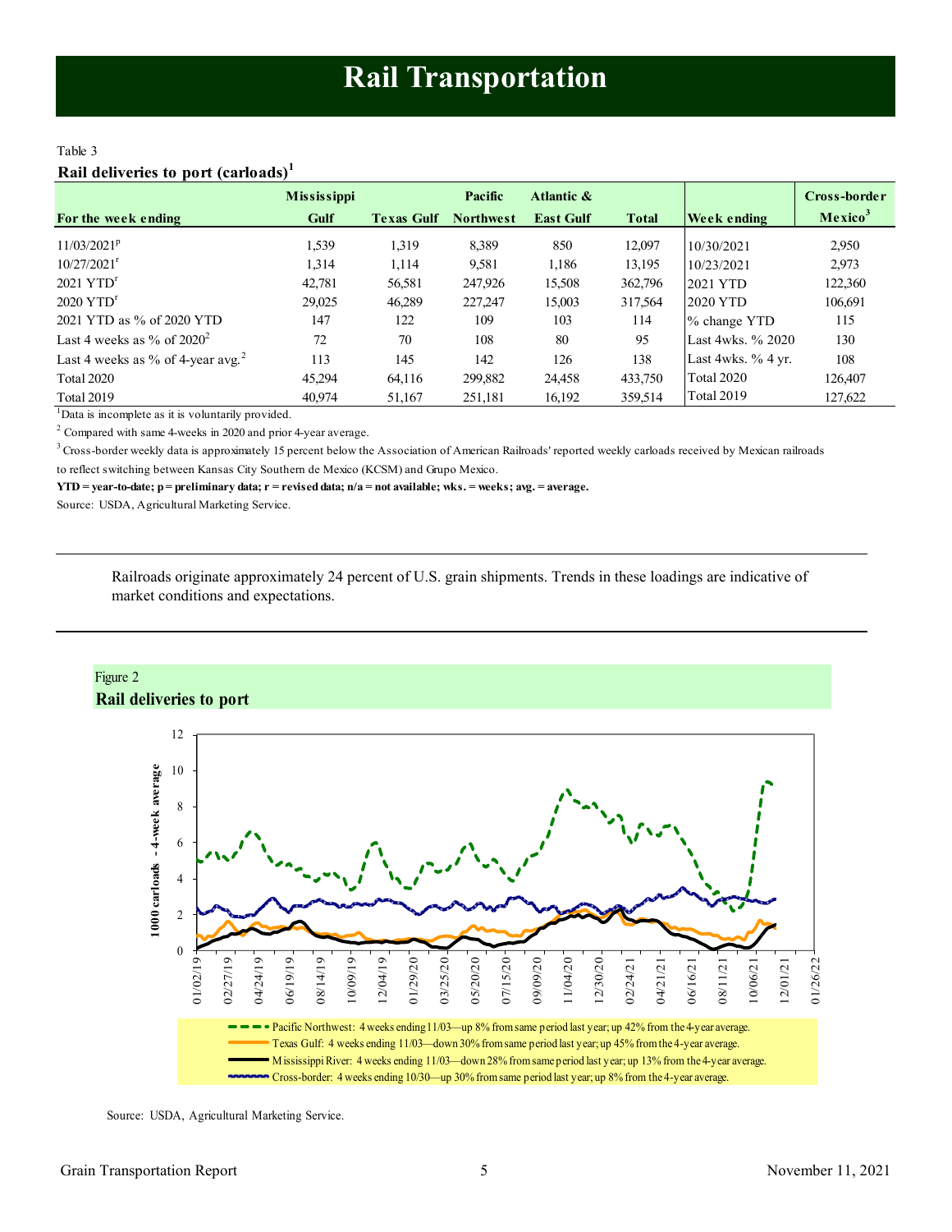# Rail Transportation

Table 3

**Rail deliveries to port (carloads)[1]**

| For the week ending | Mississippi Gulf | Texas Gulf | Pacific Northwest | Atlantic & East Gulf | Total | Week ending | Cross-border Mexico[3] |
|---|---|---|---|---|---|---|---|
| 11/03/2021[p] | 1,539 | 1,319 | 8,389 | 850 | 12,097 | 10/30/2021 | 2,950 |
| 10/27/2021[r] | 1,314 | 1,114 | 9,581 | 1,186 | 13,195 | 10/23/2021 | 2,973 |
| 2021 YTD[r] | 42,781 | 56,581 | 247,926 | 15,508 | 362,796 | 2021 YTD | 122,360 |
| 2020 YTD[r] | 29,025 | 46,289 | 227,247 | 15,003 | 317,564 | 2020 YTD | 106,691 |
| 2021 YTD as % of 2020 YTD | 147 | 122 | 109 | 103 | 114 | % change YTD | 115 |
| Last 4 weeks as % of 2020[2] | 72 | 70 | 108 | 80 | 95 | Last 4wks. % 2020 | 130 |
| Last 4 weeks as % of 4-year avg.[2] | 113 | 145 | 142 | 126 | 138 | Last 4wks. % 4 yr. | 108 |
| Total 2020 | 45,294 | 64,116 | 299,882 | 24,458 | 433,750 | Total 2020 | 126,407 |
| Total 2019 | 40,974 | 51,167 | 251,181 | 16,192 | 359,514 | Total 2019 | 127,622 |

[1]Data is incomplete as it is voluntarily provided.

[2] Compared with same 4-weeks in 2020 and prior 4-year average.

[3] Cross-border weekly data is approximately 15 percent below the Association of American Railroads' reported weekly carloads received by Mexican railroads to reflect switching between Kansas City Southern de Mexico (KCSM) and Grupo Mexico.

**YTD = year-to-date; p = preliminary data; r = revised data; n/a = not available; wks. = weeks; avg. = average.**

Source: USDA, Agricultural Marketing Service.

---

Railroads originate approximately 24 percent of U.S. grain shipments. Trends in these loadings are indicative of market conditions and expectations.

---

Figure 2

**Rail deliveries to port**

- Pacific Northwest: 4 weeks ending 11/03—up 8% from same period last year; up 42% from the 4-year average.
- Texas Gulf: 4 weeks ending 11/03—down 30% from same period last year; up 45% from the 4-year average.
- Mississippi River: 4 weeks ending 11/03—down 28% from same period last year; up 13% from the 4-year average.
- Cross-border: 4 weeks ending 10/30—up 30% from same period last year; up 8% from the 4-year average.

Source: USDA, Agricultural Marketing Service.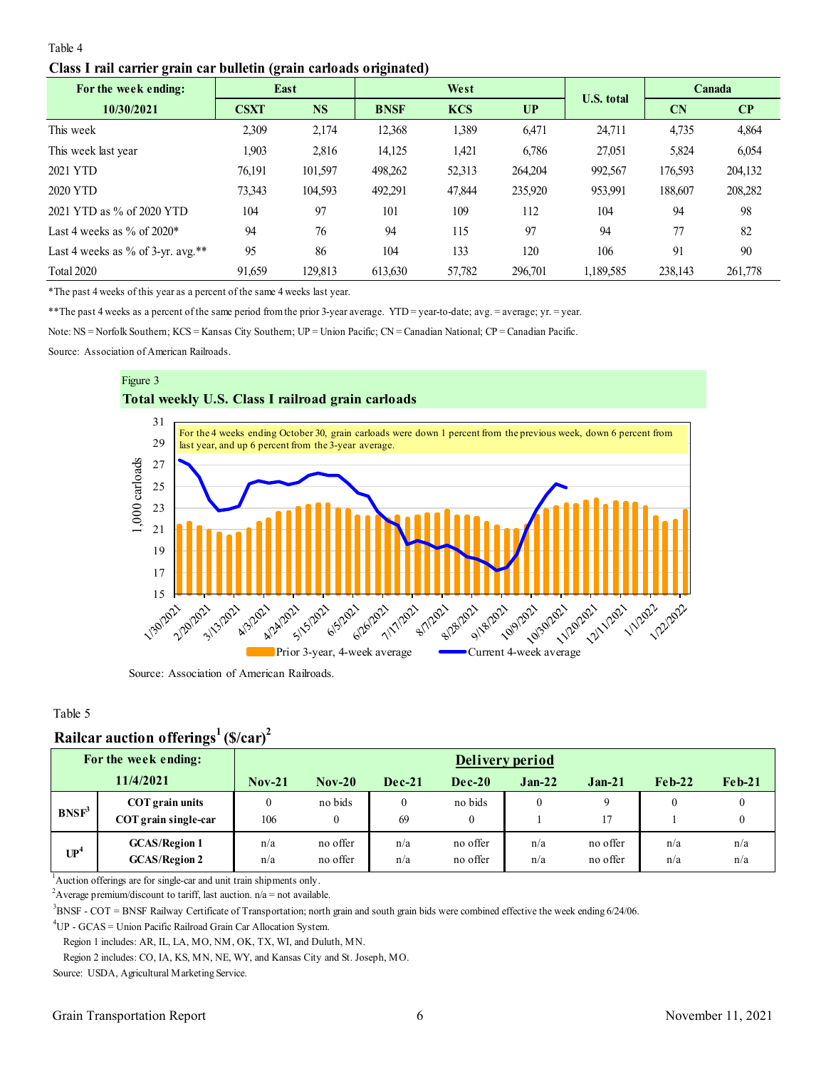Table 4

**Class I rail carrier grain car bulletin (grain carloads originated)**

| For the week ending: | East | | West | | | U.S. total | Canada | |
|---|---|---|---|---|---|---|---|---|
| 10/30/2021 | CSXT | NS | BNSF | KCS | UP | | CN | CP |
| This week | 2,309 | 2,174 | 12,368 | 1,389 | 6,471 | 24,711 | 4,735 | 4,864 |
| This week last year | 1,903 | 2,816 | 14,125 | 1,421 | 6,786 | 27,051 | 5,824 | 6,054 |
| 2021 YTD | 76,191 | 101,597 | 498,262 | 52,313 | 264,204 | 992,567 | 176,593 | 204,132 |
| 2020 YTD | 73,343 | 104,593 | 492,291 | 47,844 | 235,920 | 953,991 | 188,607 | 208,282 |
| 2021 YTD as % of 2020 YTD | 104 | 97 | 101 | 109 | 112 | 104 | 94 | 98 |
| Last 4 weeks as % of 2020* | 94 | 76 | 94 | 115 | 97 | 94 | 77 | 82 |
| Last 4 weeks as % of 3-yr. avg.** | 95 | 86 | 104 | 133 | 120 | 106 | 91 | 90 |
| Total 2020 | 91,659 | 129,813 | 613,630 | 57,782 | 296,701 | 1,189,585 | 238,143 | 261,778 |

*The past 4 weeks of this year as a percent of the same 4 weeks last year.

**The past 4 weeks as a percent of the same period from the prior 3-year average. YTD = year-to-date; avg. = average; yr. = year.

Note: NS = Norfolk Southern; KCS = Kansas City Southern; UP = Union Pacific; CN = Canadian National; CP = Canadian Pacific.

Source: Association of American Railroads.

Figure 3

**Total weekly U.S. Class I railroad grain carloads**

For the 4 weeks ending October 30, grain carloads were down 1 percent from the previous week, down 6 percent from last year, and up 6 percent from the 3-year average.

Source: Association of American Railroads.

Table 5

**Railcar auction offerings[1] (\$/car)[2]**

| For the week ending: 11/4/2021 | | Nov-21 | Nov-20 | Dec-21 | Dec-20 | Jan-22 | Jan-21 | Feb-22 | Feb-21 |
|---|---|---|---|---|---|---|---|---|---|
| BNSF[3] | COT grain units | 0 | no bids | 0 | no bids | 0 | 9 | 0 | 0 |
| | COT grain single-car | 106 | 0 | 69 | 0 | 1 | 17 | 1 | 0 |
| UP[4] | GCAS/Region 1 | n/a | no offer | n/a | no offer | n/a | no offer | n/a | n/a |
| | GCAS/Region 2 | n/a | no offer | n/a | no offer | n/a | no offer | n/a | n/a |

[1]Auction offerings are for single-car and unit train shipments only.

[2]Average premium/discount to tariff, last auction. n/a = not available.

[3]BNSF - COT = BNSF Railway Certificate of Transportation; north grain and south grain bids were combined effective the week ending 6/24/06.

[4]UP - GCAS = Union Pacific Railroad Grain Car Allocation System.

Region 1 includes: AR, IL, LA, MO, NM, OK, TX, WI, and Duluth, MN.

Region 2 includes: CO, IA, KS, MN, NE, WY, and Kansas City and St. Joseph, MO.

Source: USDA, Agricultural Marketing Service.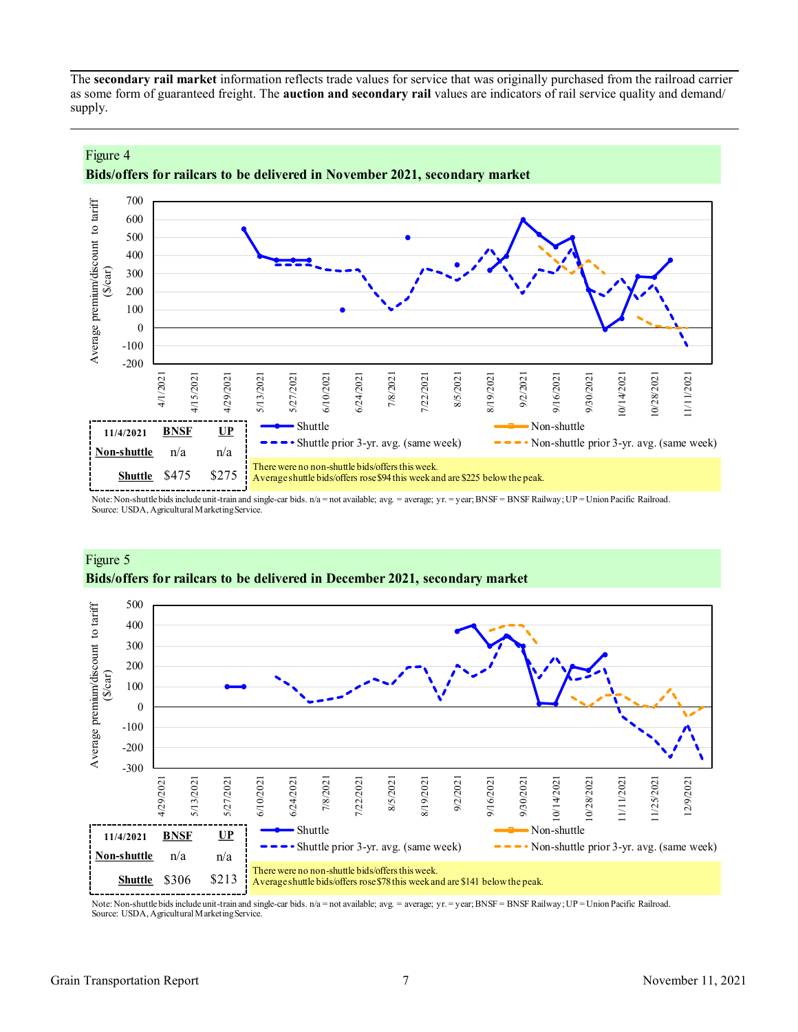The **secondary rail market** information reflects trade values for service that was originally purchased from the railroad carrier as some form of guaranteed freight. The **auction and secondary rail** values are indicators of rail service quality and demand/supply.

Figure 4
**Bids/offers for railcars to be delivered in November 2021, secondary market**

| 11/4/2021 | BNSF | UP |
|---|---|---|
| Non-shuttle | n/a | n/a |
| Shuttle | $475 | $275 |

There were no non-shuttle bids/offers this week.
Average shuttle bids/offers rose $94 this week and are $225 below the peak.

Note: Non-shuttle bids include unit-train and single-car bids. n/a = not available; avg. = average; yr. = year; BNSF = BNSF Railway; UP = Union Pacific Railroad.
Source: USDA, Agricultural Marketing Service.

Figure 5
**Bids/offers for railcars to be delivered in December 2021, secondary market**

| 11/4/2021 | BNSF | UP |
|---|---|---|
| Non-shuttle | n/a | n/a |
| Shuttle | $306 | $213 |

There were no non-shuttle bids/offers this week.
Average shuttle bids/offers rose $78 this week and are $141 below the peak.

Note: Non-shuttle bids include unit-train and single-car bids. n/a = not available; avg. = average; yr. = year; BNSF = BNSF Railway; UP = Union Pacific Railroad.
Source: USDA, Agricultural Marketing Service.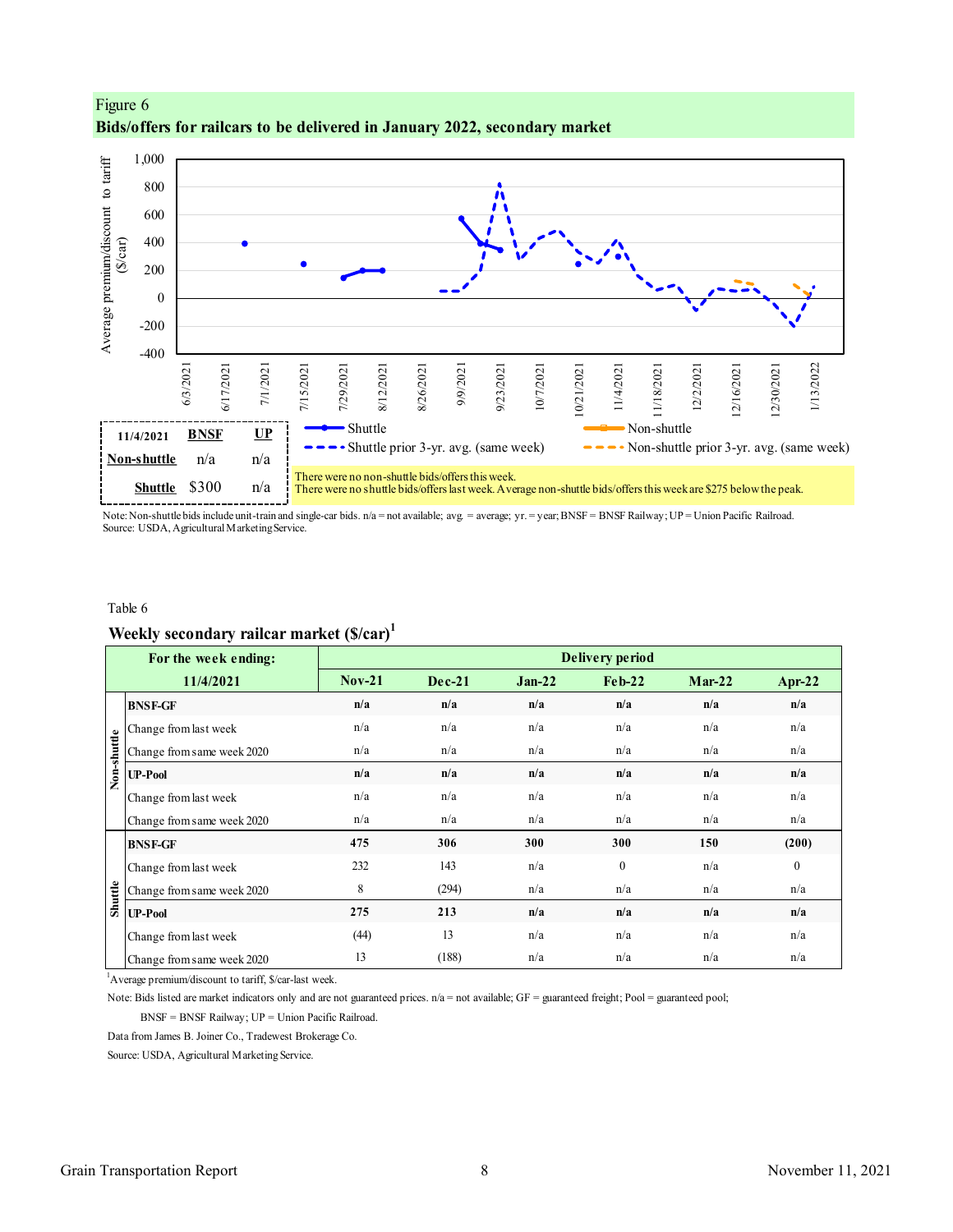Figure 6

**Bids/offers for railcars to be delivered in January 2022, secondary market**

| 11/4/2021 | BNSF | UP |
|---|---|---|
| Non-shuttle | n/a | n/a |
| Shuttle | $300 | n/a |

There were no non-shuttle bids/offers this week.
There were no shuttle bids/offers last week. Average non-shuttle bids/offers this week are $275 below the peak.

Note: Non-shuttle bids include unit-train and single-car bids. n/a = not available; avg. = average; yr. = year; BNSF = BNSF Railway; UP = Union Pacific Railroad.
Source: USDA, Agricultural Marketing Service.

Table 6

**Weekly secondary railcar market ($/car)[1]**

| | For the week ending: 11/4/2021 | Nov-21 | Dec-21 | Jan-22 | Feb-22 | Mar-22 | Apr-22 |
|---|---|---|---|---|---|---|---|
| Non-shuttle | **BNSF-GF** | **n/a** | **n/a** | **n/a** | **n/a** | **n/a** | **n/a** |
| | Change from last week | n/a | n/a | n/a | n/a | n/a | n/a |
| | Change from same week 2020 | n/a | n/a | n/a | n/a | n/a | n/a |
| | **UP-Pool** | **n/a** | **n/a** | **n/a** | **n/a** | **n/a** | **n/a** |
| | Change from last week | n/a | n/a | n/a | n/a | n/a | n/a |
| | Change from same week 2020 | n/a | n/a | n/a | n/a | n/a | n/a |
| Shuttle | **BNSF-GF** | **475** | **306** | **300** | **300** | **150** | **(200)** |
| | Change from last week | 232 | 143 | n/a | 0 | n/a | 0 |
| | Change from same week 2020 | 8 | (294) | n/a | n/a | n/a | n/a |
| | **UP-Pool** | **275** | **213** | **n/a** | **n/a** | **n/a** | **n/a** |
| | Change from last week | (44) | 13 | n/a | n/a | n/a | n/a |
| | Change from same week 2020 | 13 | (188) | n/a | n/a | n/a | n/a |

[1]Average premium/discount to tariff, $/car-last week.

Note: Bids listed are market indicators only and are not guaranteed prices. n/a = not available; GF = guaranteed freight; Pool = guaranteed pool;
BNSF = BNSF Railway; UP = Union Pacific Railroad.

Data from James B. Joiner Co., Tradewest Brokerage Co.

Source: USDA, Agricultural Marketing Service.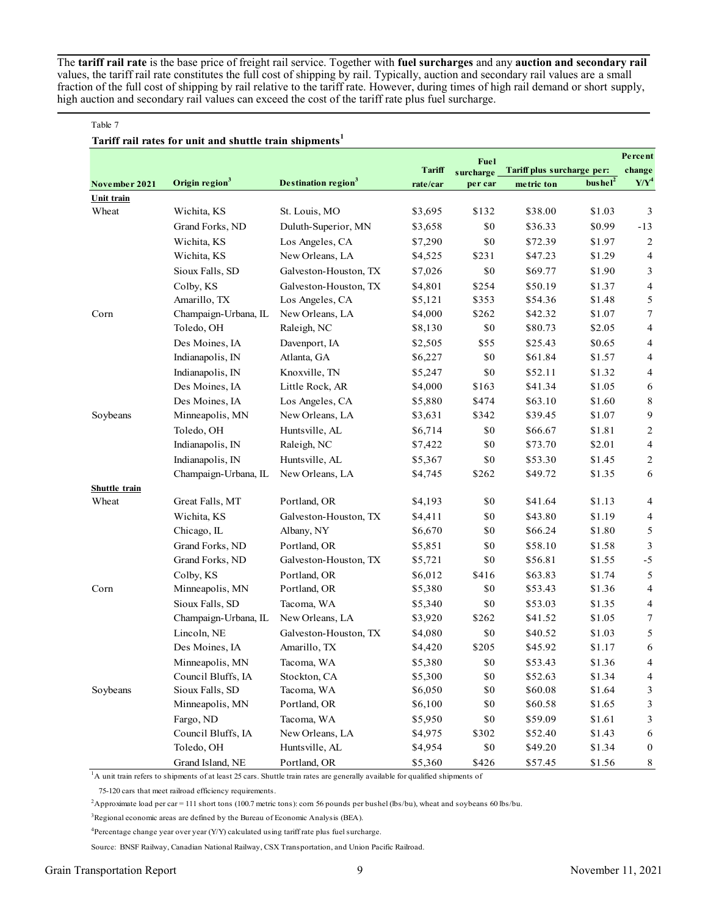The **tariff rail rate** is the base price of freight rail service. Together with **fuel surcharges** and any **auction and secondary rail** values, the tariff rail rate constitutes the full cost of shipping by rail. Typically, auction and secondary rail values are a small fraction of the full cost of shipping by rail relative to the tariff rate. However, during times of high rail demand or short supply, high auction and secondary rail values can exceed the cost of the tariff rate plus fuel surcharge.

Table 7

**Tariff rail rates for unit and shuttle train shipments[1]**

| November 2021 | Origin region[3] | Destination region[3] | Tariff rate/car | Fuel surcharge per car | Tariff plus surcharge per: metric ton | Tariff plus surcharge per: bushel[2] | Percent change Y/Y[4] |
|---|---|---|---|---|---|---|---|
| **Unit train** | | | | | | | |
| Wheat | Wichita, KS | St. Louis, MO | $3,695 | $132 | $38.00 | $1.03 | 3 |
| | Grand Forks, ND | Duluth-Superior, MN | $3,658 | $0 | $36.33 | $0.99 | -13 |
| | Wichita, KS | Los Angeles, CA | $7,290 | $0 | $72.39 | $1.97 | 2 |
| | Wichita, KS | New Orleans, LA | $4,525 | $231 | $47.23 | $1.29 | 4 |
| | Sioux Falls, SD | Galveston-Houston, TX | $7,026 | $0 | $69.77 | $1.90 | 3 |
| | Colby, KS | Galveston-Houston, TX | $4,801 | $254 | $50.19 | $1.37 | 4 |
| | Amarillo, TX | Los Angeles, CA | $5,121 | $353 | $54.36 | $1.48 | 5 |
| Corn | Champaign-Urbana, IL | New Orleans, LA | $4,000 | $262 | $42.32 | $1.07 | 7 |
| | Toledo, OH | Raleigh, NC | $8,130 | $0 | $80.73 | $2.05 | 4 |
| | Des Moines, IA | Davenport, IA | $2,505 | $55 | $25.43 | $0.65 | 4 |
| | Indianapolis, IN | Atlanta, GA | $6,227 | $0 | $61.84 | $1.57 | 4 |
| | Indianapolis, IN | Knoxville, TN | $5,247 | $0 | $52.11 | $1.32 | 4 |
| | Des Moines, IA | Little Rock, AR | $4,000 | $163 | $41.34 | $1.05 | 6 |
| | Des Moines, IA | Los Angeles, CA | $5,880 | $474 | $63.10 | $1.60 | 8 |
| Soybeans | Minneapolis, MN | New Orleans, LA | $3,631 | $342 | $39.45 | $1.07 | 9 |
| | Toledo, OH | Huntsville, AL | $6,714 | $0 | $66.67 | $1.81 | 2 |
| | Indianapolis, IN | Raleigh, NC | $7,422 | $0 | $73.70 | $2.01 | 4 |
| | Indianapolis, IN | Huntsville, AL | $5,367 | $0 | $53.30 | $1.45 | 2 |
| | Champaign-Urbana, IL | New Orleans, LA | $4,745 | $262 | $49.72 | $1.35 | 6 |
| **Shuttle train** | | | | | | | |
| Wheat | Great Falls, MT | Portland, OR | $4,193 | $0 | $41.64 | $1.13 | 4 |
| | Wichita, KS | Galveston-Houston, TX | $4,411 | $0 | $43.80 | $1.19 | 4 |
| | Chicago, IL | Albany, NY | $6,670 | $0 | $66.24 | $1.80 | 5 |
| | Grand Forks, ND | Portland, OR | $5,851 | $0 | $58.10 | $1.58 | 3 |
| | Grand Forks, ND | Galveston-Houston, TX | $5,721 | $0 | $56.81 | $1.55 | -5 |
| | Colby, KS | Portland, OR | $6,012 | $416 | $63.83 | $1.74 | 5 |
| Corn | Minneapolis, MN | Portland, OR | $5,380 | $0 | $53.43 | $1.36 | 4 |
| | Sioux Falls, SD | Tacoma, WA | $5,340 | $0 | $53.03 | $1.35 | 4 |
| | Champaign-Urbana, IL | New Orleans, LA | $3,920 | $262 | $41.52 | $1.05 | 7 |
| | Lincoln, NE | Galveston-Houston, TX | $4,080 | $0 | $40.52 | $1.03 | 5 |
| | Des Moines, IA | Amarillo, TX | $4,420 | $205 | $45.92 | $1.17 | 6 |
| | Minneapolis, MN | Tacoma, WA | $5,380 | $0 | $53.43 | $1.36 | 4 |
| | Council Bluffs, IA | Stockton, CA | $5,300 | $0 | $52.63 | $1.34 | 4 |
| Soybeans | Sioux Falls, SD | Tacoma, WA | $6,050 | $0 | $60.08 | $1.64 | 3 |
| | Minneapolis, MN | Portland, OR | $6,100 | $0 | $60.58 | $1.65 | 3 |
| | Fargo, ND | Tacoma, WA | $5,950 | $0 | $59.09 | $1.61 | 3 |
| | Council Bluffs, IA | New Orleans, LA | $4,975 | $302 | $52.40 | $1.43 | 6 |
| | Toledo, OH | Huntsville, AL | $4,954 | $0 | $49.20 | $1.34 | 0 |
| | Grand Island, NE | Portland, OR | $5,360 | $426 | $57.45 | $1.56 | 8 |

[1]A unit train refers to shipments of at least 25 cars. Shuttle train rates are generally available for qualified shipments of 75-120 cars that meet railroad efficiency requirements.

[2]Approximate load per car = 111 short tons (100.7 metric tons): corn 56 pounds per bushel (lbs/bu), wheat and soybeans 60 lbs/bu.

[3]Regional economic areas are defined by the Bureau of Economic Analysis (BEA).

[4]Percentage change year over year (Y/Y) calculated using tariff rate plus fuel surcharge.

Source: BNSF Railway, Canadian National Railway, CSX Transportation, and Union Pacific Railroad.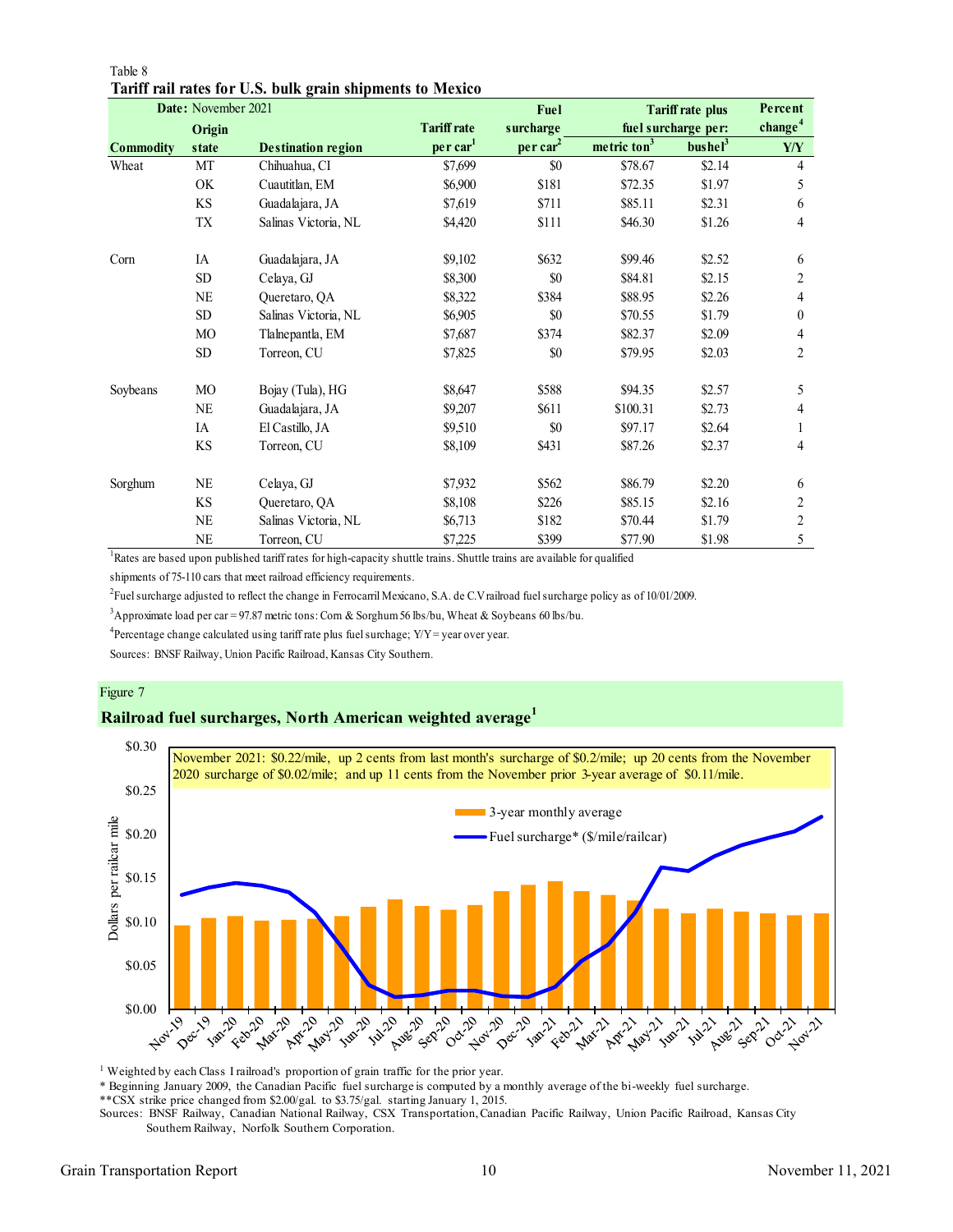Table 8

**Tariff rail rates for U.S. bulk grain shipments to Mexico**

| Commodity | Origin state | Destination region | Tariff rate per car[1] | Fuel surcharge per car[2] | Tariff rate plus fuel surcharge per: metric ton[3] | bushel[3] | Percent change[4] Y/Y |
|---|---|---|---|---|---|---|---|
| **Date:** November 2021 | | | | | | | |
| Wheat | MT | Chihuahua, CI | $7,699 | $0 | $78.67 | $2.14 | 4 |
| | OK | Cuautitlan, EM | $6,900 | $181 | $72.35 | $1.97 | 5 |
| | KS | Guadalajara, JA | $7,619 | $711 | $85.11 | $2.31 | 6 |
| | TX | Salinas Victoria, NL | $4,420 | $111 | $46.30 | $1.26 | 4 |
| Corn | IA | Guadalajara, JA | $9,102 | $632 | $99.46 | $2.52 | 6 |
| | SD | Celaya, GJ | $8,300 | $0 | $84.81 | $2.15 | 2 |
| | NE | Queretaro, QA | $8,322 | $384 | $88.95 | $2.26 | 4 |
| | SD | Salinas Victoria, NL | $6,905 | $0 | $70.55 | $1.79 | 0 |
| | MO | Tlalnepantla, EM | $7,687 | $374 | $82.37 | $2.09 | 4 |
| | SD | Torreon, CU | $7,825 | $0 | $79.95 | $2.03 | 2 |
| Soybeans | MO | Bojay (Tula), HG | $8,647 | $588 | $94.35 | $2.57 | 5 |
| | NE | Guadalajara, JA | $9,207 | $611 | $100.31 | $2.73 | 4 |
| | IA | El Castillo, JA | $9,510 | $0 | $97.17 | $2.64 | 1 |
| | KS | Torreon, CU | $8,109 | $431 | $87.26 | $2.37 | 4 |
| Sorghum | NE | Celaya, GJ | $7,932 | $562 | $86.79 | $2.20 | 6 |
| | KS | Queretaro, QA | $8,108 | $226 | $85.15 | $2.16 | 2 |
| | NE | Salinas Victoria, NL | $6,713 | $182 | $70.44 | $1.79 | 2 |
| | NE | Torreon, CU | $7,225 | $399 | $77.90 | $1.98 | 5 |

[1]Rates are based upon published tariff rates for high-capacity shuttle trains. Shuttle trains are available for qualified shipments of 75-110 cars that meet railroad efficiency requirements.

[2]Fuel surcharge adjusted to reflect the change in Ferrocarril Mexicano, S.A. de C.V railroad fuel surcharge policy as of 10/01/2009.

[3]Approximate load per car = 97.87 metric tons: Corn & Sorghum 56 lbs/bu, Wheat & Soybeans 60 lbs/bu.

[4]Percentage change calculated using tariff rate plus fuel surchage; Y/Y = year over year.

Sources: BNSF Railway, Union Pacific Railroad, Kansas City Southern.

Figure 7

**Railroad fuel surcharges, North American weighted average[1]**

November 2021: $0.22/mile, up 2 cents from last month's surcharge of $0.2/mile; up 20 cents from the November 2020 surcharge of $0.02/mile; and up 11 cents from the November prior 3-year average of $0.11/mile.

[1] Weighted by each Class I railroad's proportion of grain traffic for the prior year.
* Beginning January 2009, the Canadian Pacific fuel surcharge is computed by a monthly average of the bi-weekly fuel surcharge.
**CSX strike price changed from $2.00/gal. to $3.75/gal. starting January 1, 2015.
Sources: BNSF Railway, Canadian National Railway, CSX Transportation, Canadian Pacific Railway, Union Pacific Railroad, Kansas City Southern Railway, Norfolk Southern Corporation.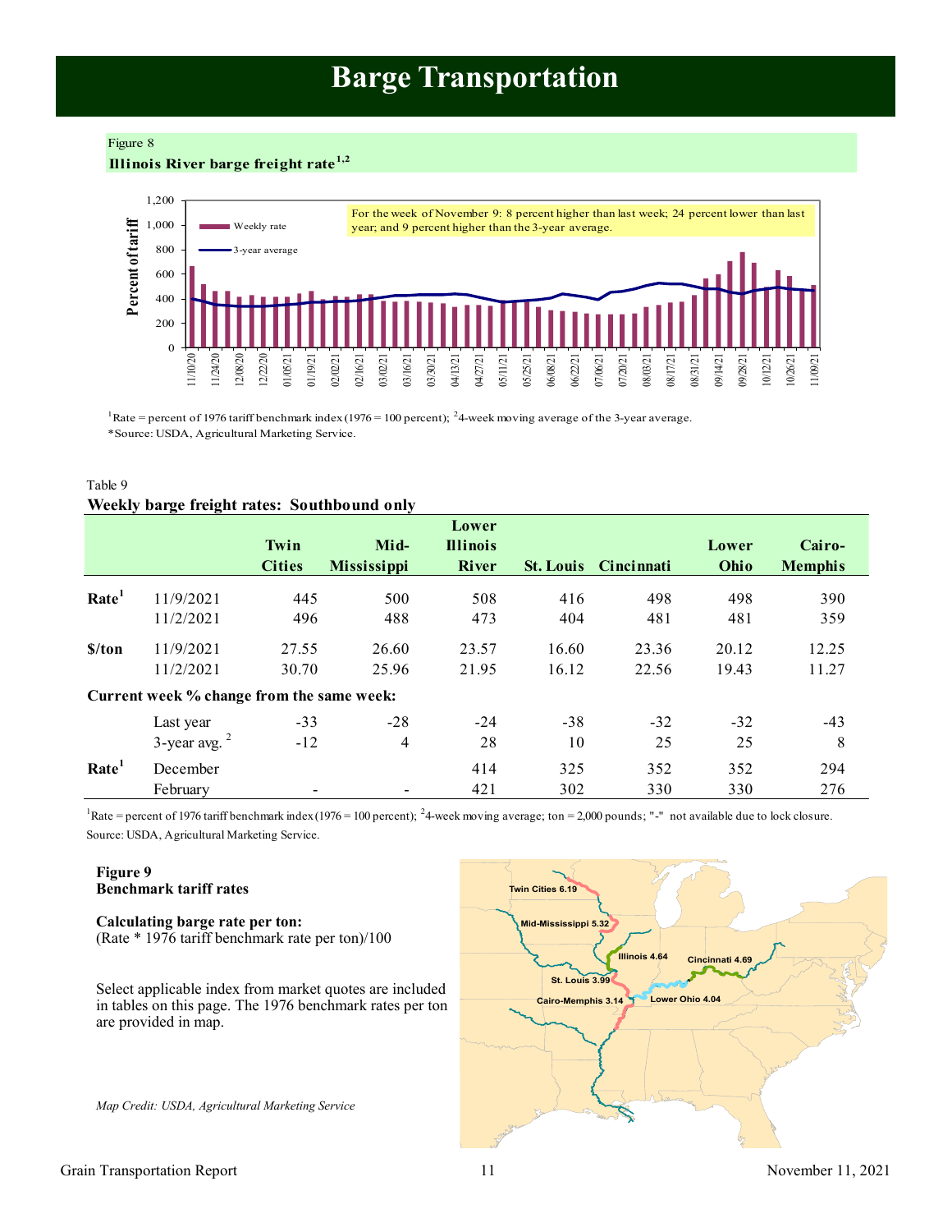# Barge Transportation

Figure 8

**Illinois River barge freight rate[1,2]**

For the week of November 9: 8 percent higher than last week; 24 percent lower than last year; and 9 percent higher than the 3-year average.

[1]Rate = percent of 1976 tariff benchmark index (1976 = 100 percent); [2]4-week moving average of the 3-year average.
*Source: USDA, Agricultural Marketing Service.

Table 9

**Weekly barge freight rates: Southbound only**

| | | Twin Cities | Mid-Mississippi | Lower Illinois River | St. Louis | Cincinnati | Lower Ohio | Cairo-Memphis |
|---|---|---|---|---|---|---|---|---|
| **Rate[1]** | 11/9/2021 | 445 | 500 | 508 | 416 | 498 | 498 | 390 |
| | 11/2/2021 | 496 | 488 | 473 | 404 | 481 | 481 | 359 |
| **$/ton** | 11/9/2021 | 27.55 | 26.60 | 23.57 | 16.60 | 23.36 | 20.12 | 12.25 |
| | 11/2/2021 | 30.70 | 25.96 | 21.95 | 16.12 | 22.56 | 19.43 | 11.27 |
| **Current week % change from the same week:** | | | | | | | | |
| | Last year | -33 | -28 | -24 | -38 | -32 | -32 | -43 |
| | 3-year avg. [2] | -12 | 4 | 28 | 10 | 25 | 25 | 8 |
| **Rate[1]** | December | | | 414 | 325 | 352 | 352 | 294 |
| | February | - | - | 421 | 302 | 330 | 330 | 276 |

[1]Rate = percent of 1976 tariff benchmark index (1976 = 100 percent); [2]4-week moving average; ton = 2,000 pounds; "-" not available due to lock closure.
Source: USDA, Agricultural Marketing Service.

**Figure 9**
**Benchmark tariff rates**

**Calculating barge rate per ton:**
(Rate * 1976 tariff benchmark rate per ton)/100

Select applicable index from market quotes are included in tables on this page. The 1976 benchmark rates per ton are provided in map.

Twin Cities 6.19; Mid-Mississippi 5.32; Illinois 4.64; Cincinnati 4.69; St. Louis 3.99; Cairo-Memphis 3.14; Lower Ohio 4.04

*Map Credit: USDA, Agricultural Marketing Service*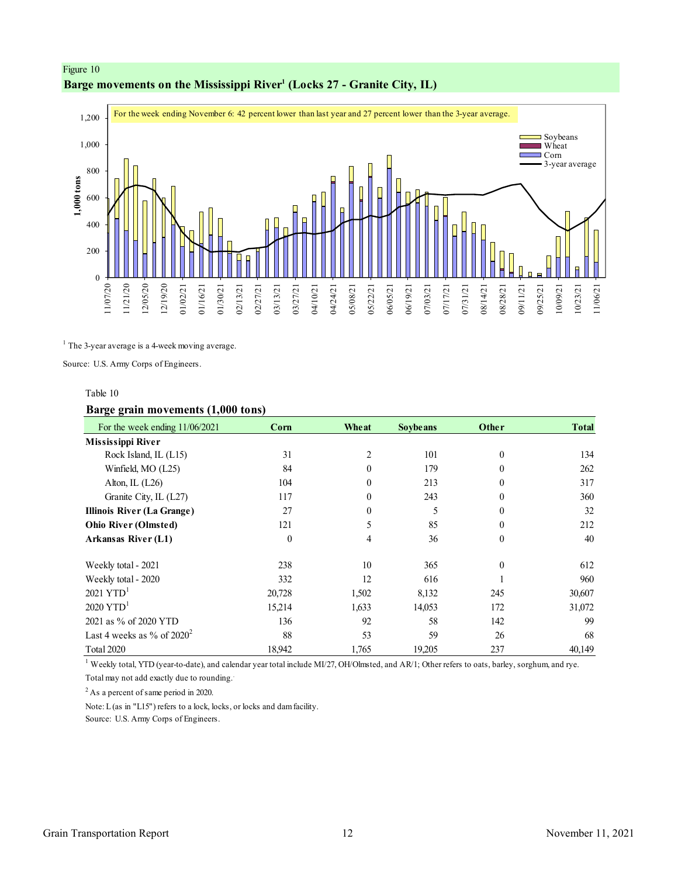Figure 10

**Barge movements on the Mississippi River[1] (Locks 27 - Granite City, IL)**

For the week ending November 6: 42 percent lower than last year and 27 percent lower than the 3-year average.

[1] The 3-year average is a 4-week moving average.

Source: U.S. Army Corps of Engineers.

Table 10

**Barge grain movements (1,000 tons)**

| For the week ending 11/06/2021 | Corn | Wheat | Soybeans | Other | Total |
|---|---|---|---|---|---|
| **Mississippi River** | | | | | |
| Rock Island, IL (L15) | 31 | 2 | 101 | 0 | 134 |
| Winfield, MO (L25) | 84 | 0 | 179 | 0 | 262 |
| Alton, IL (L26) | 104 | 0 | 213 | 0 | 317 |
| Granite City, IL (L27) | 117 | 0 | 243 | 0 | 360 |
| **Illinois River (La Grange)** | 27 | 0 | 5 | 0 | 32 |
| **Ohio River (Olmsted)** | 121 | 5 | 85 | 0 | 212 |
| **Arkansas River (L1)** | 0 | 4 | 36 | 0 | 40 |
| | | | | | |
| Weekly total - 2021 | 238 | 10 | 365 | 0 | 612 |
| Weekly total - 2020 | 332 | 12 | 616 | 1 | 960 |
| 2021 YTD[1] | 20,728 | 1,502 | 8,132 | 245 | 30,607 |
| 2020 YTD[1] | 15,214 | 1,633 | 14,053 | 172 | 31,072 |
| 2021 as % of 2020 YTD | 136 | 92 | 58 | 142 | 99 |
| Last 4 weeks as % of 2020[2] | 88 | 53 | 59 | 26 | 68 |
| Total 2020 | 18,942 | 1,765 | 19,205 | 237 | 40,149 |

[1] Weekly total, YTD (year-to-date), and calendar year total include MI/27, OH/Olmsted, and AR/1; Other refers to oats, barley, sorghum, and rye.

Total may not add exactly due to rounding.

[2] As a percent of same period in 2020.

Note: L (as in "L15") refers to a lock, locks, or locks and dam facility.

Source: U.S. Army Corps of Engineers.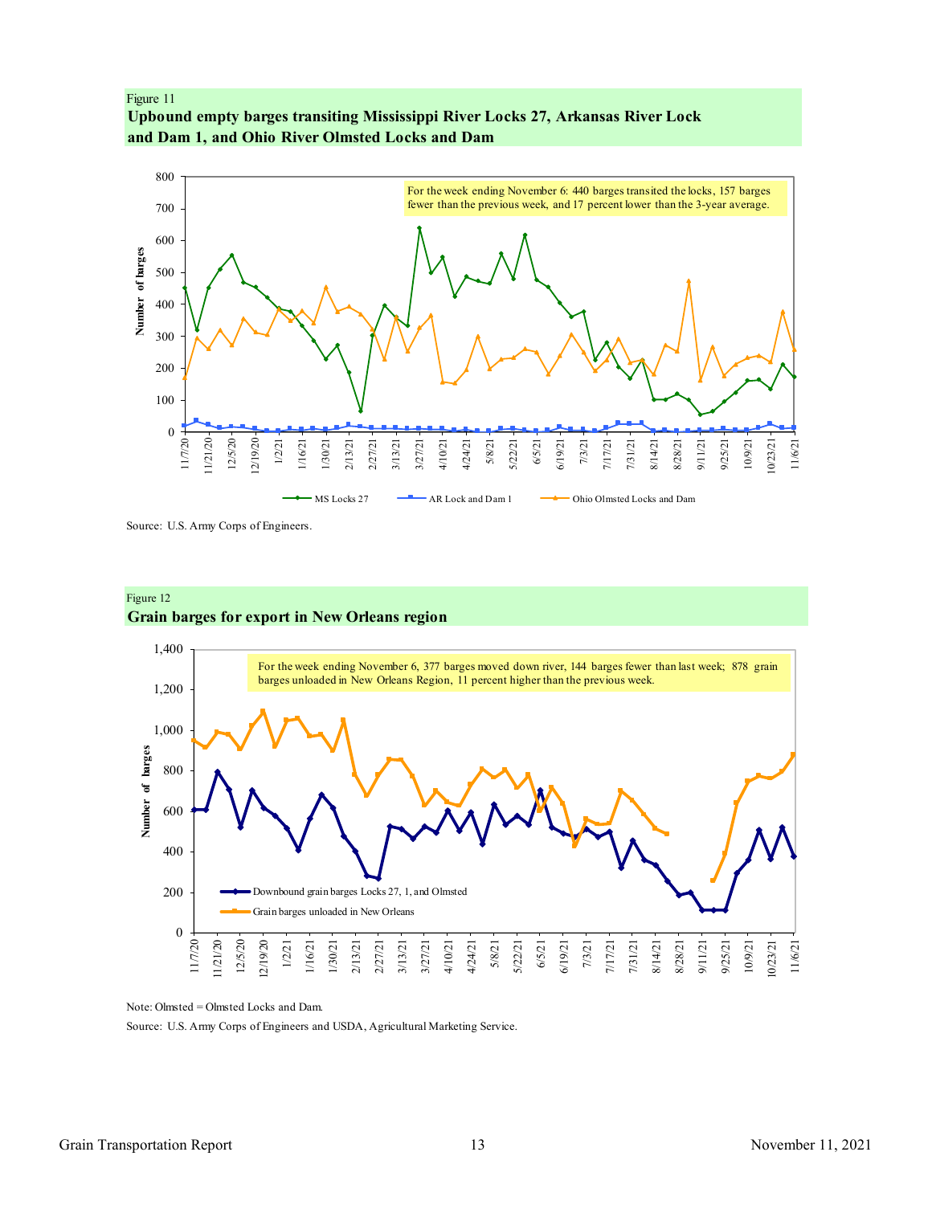Figure 11

**Upbound empty barges transiting Mississippi River Locks 27, Arkansas River Lock and Dam 1, and Ohio River Olmsted Locks and Dam**

For the week ending November 6: 440 barges transited the locks, 157 barges fewer than the previous week, and 17 percent lower than the 3-year average.

Source: U.S. Army Corps of Engineers.

Figure 12

**Grain barges for export in New Orleans region**

For the week ending November 6, 377 barges moved down river, 144 barges fewer than last week; 878 grain barges unloaded in New Orleans Region, 11 percent higher than the previous week.

Note: Olmsted = Olmsted Locks and Dam.

Source: U.S. Army Corps of Engineers and USDA, Agricultural Marketing Service.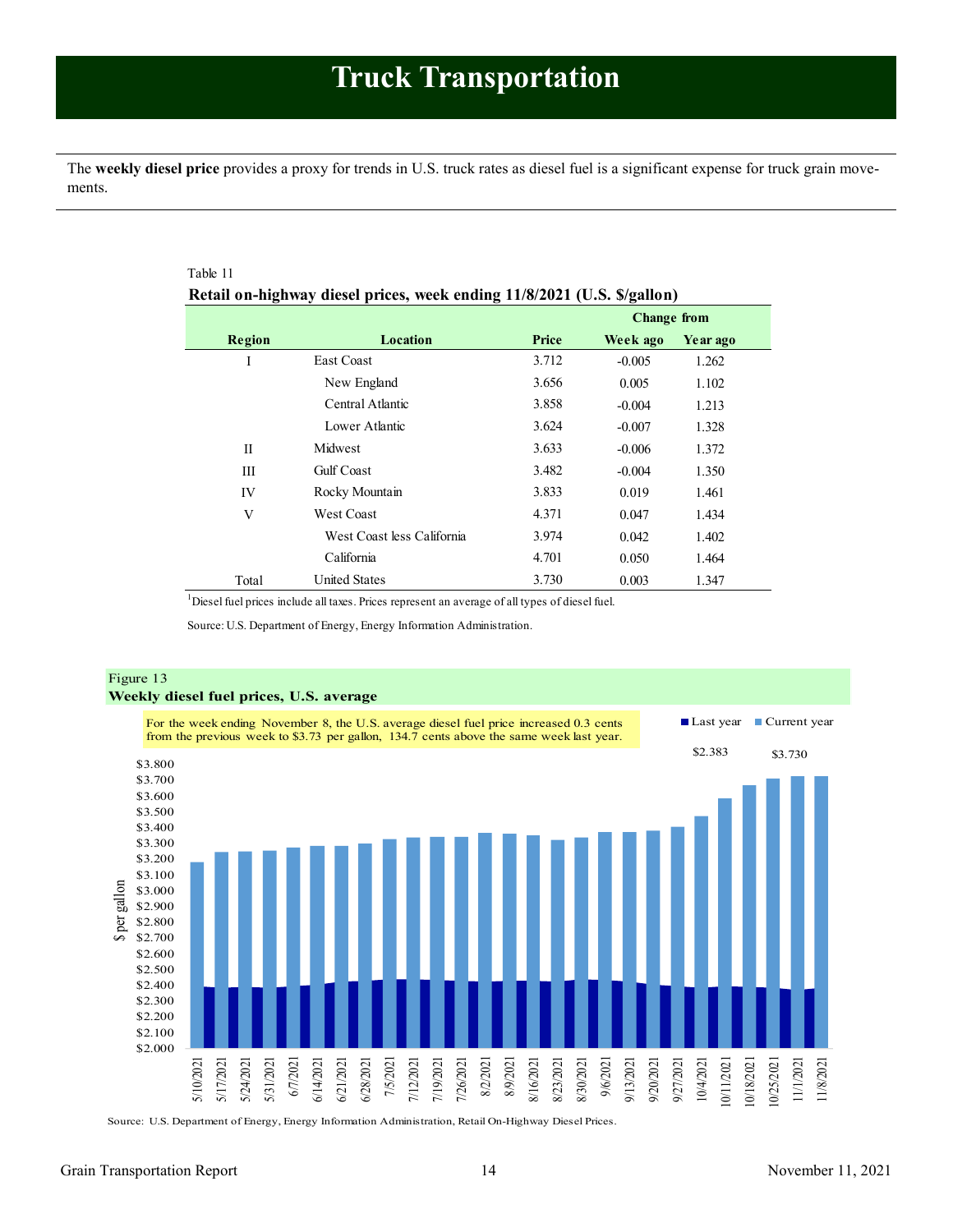# Truck Transportation

The **weekly diesel price** provides a proxy for trends in U.S. truck rates as diesel fuel is a significant expense for truck grain movements.

Table 11

**Retail on-highway diesel prices, week ending 11/8/2021 (U.S. $/gallon)**

| Region | Location | Price | Change from Week ago | Change from Year ago |
|---|---|---|---|---|
| I | East Coast | 3.712 | -0.005 | 1.262 |
| | New England | 3.656 | 0.005 | 1.102 |
| | Central Atlantic | 3.858 | -0.004 | 1.213 |
| | Lower Atlantic | 3.624 | -0.007 | 1.328 |
| II | Midwest | 3.633 | -0.006 | 1.372 |
| III | Gulf Coast | 3.482 | -0.004 | 1.350 |
| IV | Rocky Mountain | 3.833 | 0.019 | 1.461 |
| V | West Coast | 4.371 | 0.047 | 1.434 |
| | West Coast less California | 3.974 | 0.042 | 1.402 |
| | California | 4.701 | 0.050 | 1.464 |
| Total | United States | 3.730 | 0.003 | 1.347 |

[1]Diesel fuel prices include all taxes. Prices represent an average of all types of diesel fuel.

Source: U.S. Department of Energy, Energy Information Administration.

Figure 13

**Weekly diesel fuel prices, U.S. average**

For the week ending November 8, the U.S. average diesel fuel price increased 0.3 cents from the previous week to $3.73 per gallon, 134.7 cents above the same week last year.

Source: U.S. Department of Energy, Energy Information Administration, Retail On-Highway Diesel Prices.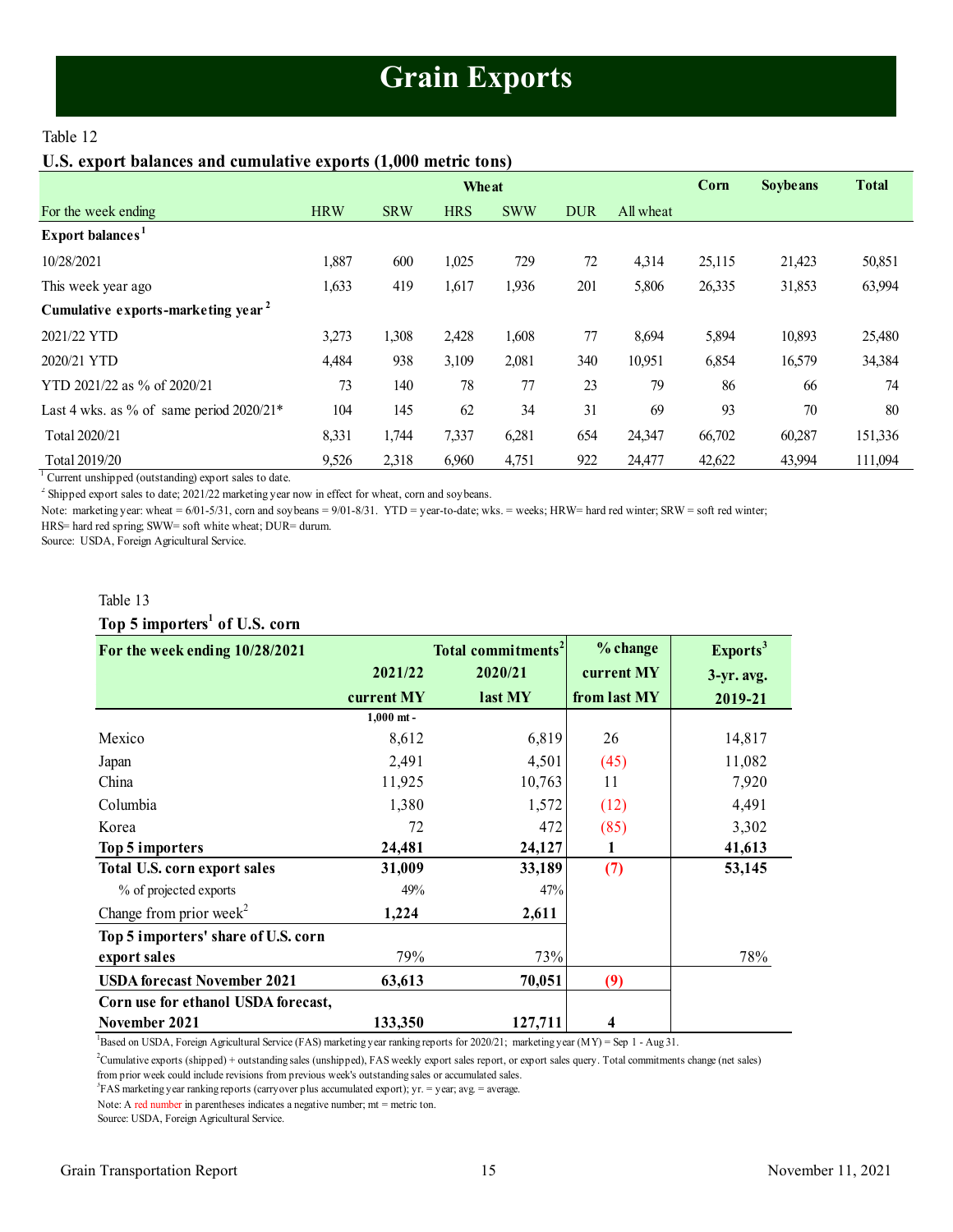# Grain Exports

Table 12

**U.S. export balances and cumulative exports (1,000 metric tons)**

| | Wheat | | | | | | Corn | Soybeans | Total |
|---|---|---|---|---|---|---|---|---|---|
| For the week ending | HRW | SRW | HRS | SWW | DUR | All wheat | | | |
| **Export balances**[1] | | | | | | | | | |
| 10/28/2021 | 1,887 | 600 | 1,025 | 729 | 72 | 4,314 | 25,115 | 21,423 | 50,851 |
| This week year ago | 1,633 | 419 | 1,617 | 1,936 | 201 | 5,806 | 26,335 | 31,853 | 63,994 |
| **Cumulative exports-marketing year**[2] | | | | | | | | | |
| 2021/22 YTD | 3,273 | 1,308 | 2,428 | 1,608 | 77 | 8,694 | 5,894 | 10,893 | 25,480 |
| 2020/21 YTD | 4,484 | 938 | 3,109 | 2,081 | 340 | 10,951 | 6,854 | 16,579 | 34,384 |
| YTD 2021/22 as % of 2020/21 | 73 | 140 | 78 | 77 | 23 | 79 | 86 | 66 | 74 |
| Last 4 wks. as % of same period 2020/21* | 104 | 145 | 62 | 34 | 31 | 69 | 93 | 70 | 80 |
| Total 2020/21 | 8,331 | 1,744 | 7,337 | 6,281 | 654 | 24,347 | 66,702 | 60,287 | 151,336 |
| Total 2019/20 | 9,526 | 2,318 | 6,960 | 4,751 | 922 | 24,477 | 42,622 | 43,994 | 111,094 |

[1] Current unshipped (outstanding) export sales to date.

[2] Shipped export sales to date; 2021/22 marketing year now in effect for wheat, corn and soybeans.

Note: marketing year: wheat = 6/01-5/31, corn and soybeans = 9/01-8/31. YTD = year-to-date; wks. = weeks; HRW= hard red winter; SRW = soft red winter; HRS= hard red spring; SWW= soft white wheat; DUR= durum.

Source: USDA, Foreign Agricultural Service.

Table 13

**Top 5 importers[1] of U.S. corn**

| For the week ending 10/28/2021 | Total commitments[2] 2021/22 current MY | Total commitments[2] 2020/21 last MY | % change current MY from last MY | Exports[3] 3-yr. avg. 2019-21 |
|---|---|---|---|---|
| | 1,000 mt - | | | |
| Mexico | 8,612 | 6,819 | 26 | 14,817 |
| Japan | 2,491 | 4,501 | (45) | 11,082 |
| China | 11,925 | 10,763 | 11 | 7,920 |
| Columbia | 1,380 | 1,572 | (12) | 4,491 |
| Korea | 72 | 472 | (85) | 3,302 |
| **Top 5 importers** | **24,481** | **24,127** | **1** | **41,613** |
| **Total U.S. corn export sales** | **31,009** | **33,189** | **(7)** | **53,145** |
| % of projected exports | 49% | 47% | | |
| Change from prior week[2] | **1,224** | **2,611** | | |
| **Top 5 importers' share of U.S. corn export sales** | 79% | 73% | | 78% |
| **USDA forecast November 2021** | **63,613** | **70,051** | **(9)** | |
| **Corn use for ethanol USDA forecast, November 2021** | **133,350** | **127,711** | **4** | |

[1] Based on USDA, Foreign Agricultural Service (FAS) marketing year ranking reports for 2020/21; marketing year (MY) = Sep 1 - Aug 31.

[2] Cumulative exports (shipped) + outstanding sales (unshipped), FAS weekly export sales report, or export sales query. Total commitments change (net sales) from prior week could include revisions from previous week's outstanding sales or accumulated sales.

[3] FAS marketing year ranking reports (carryover plus accumulated export); yr. = year; avg. = average.

Note: A red number in parentheses indicates a negative number; mt = metric ton.

Source: USDA, Foreign Agricultural Service.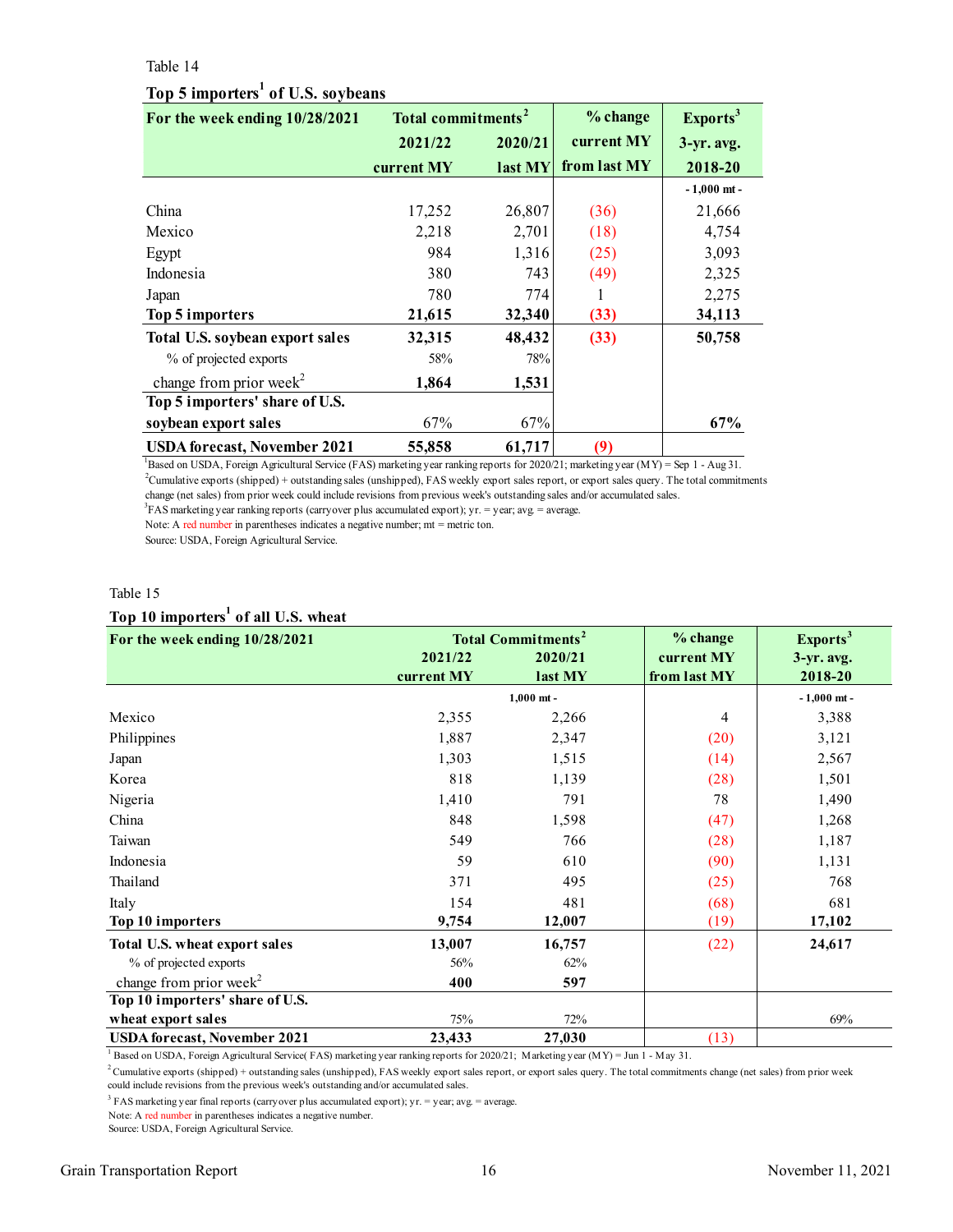Table 14

**Top 5 importers[1] of U.S. soybeans**

| For the week ending 10/28/2021 | Total commitments[2] | | % change | Exports[3] |
|---|---|---|---|---|
| | 2021/22 current MY | 2020/21 last MY | current MY from last MY | 3-yr. avg. 2018-20 |
| | | | | - 1,000 mt - |
| China | 17,252 | 26,807 | (36) | 21,666 |
| Mexico | 2,218 | 2,701 | (18) | 4,754 |
| Egypt | 984 | 1,316 | (25) | 3,093 |
| Indonesia | 380 | 743 | (49) | 2,325 |
| Japan | 780 | 774 | 1 | 2,275 |
| **Top 5 importers** | **21,615** | **32,340** | **(33)** | **34,113** |
| **Total U.S. soybean export sales** | **32,315** | **48,432** | **(33)** | **50,758** |
| % of projected exports | 58% | 78% | | |
| change from prior week[2] | **1,864** | **1,531** | | |
| **Top 5 importers' share of U.S. soybean export sales** | 67% | 67% | | **67%** |
| **USDA forecast, November 2021** | **55,858** | **61,717** | **(9)** | |

[1]Based on USDA, Foreign Agricultural Service (FAS) marketing year ranking reports for 2020/21; marketing year (MY) = Sep 1 - Aug 31.
[2]Cumulative exports (shipped) + outstanding sales (unshipped), FAS weekly export sales report, or export sales query. The total commitments change (net sales) from prior week could include revisions from previous week's outstanding sales and/or accumulated sales.
[3]FAS marketing year ranking reports (carryover plus accumulated export); yr. = year; avg. = average.
Note: A red number in parentheses indicates a negative number; mt = metric ton.
Source: USDA, Foreign Agricultural Service.

Table 15

**Top 10 importers[1] of all U.S. wheat**

| For the week ending 10/28/2021 | Total Commitments[2] | | % change | Exports[3] |
|---|---|---|---|---|
| | 2021/22 current MY | 2020/21 last MY | current MY from last MY | 3-yr. avg. 2018-20 |
| | 1,000 mt - | | | - 1,000 mt - |
| Mexico | 2,355 | 2,266 | 4 | 3,388 |
| Philippines | 1,887 | 2,347 | (20) | 3,121 |
| Japan | 1,303 | 1,515 | (14) | 2,567 |
| Korea | 818 | 1,139 | (28) | 1,501 |
| Nigeria | 1,410 | 791 | 78 | 1,490 |
| China | 848 | 1,598 | (47) | 1,268 |
| Taiwan | 549 | 766 | (28) | 1,187 |
| Indonesia | 59 | 610 | (90) | 1,131 |
| Thailand | 371 | 495 | (25) | 768 |
| Italy | 154 | 481 | (68) | 681 |
| **Top 10 importers** | **9,754** | **12,007** | (19) | **17,102** |
| **Total U.S. wheat export sales** | **13,007** | **16,757** | (22) | **24,617** |
| % of projected exports | 56% | 62% | | |
| change from prior week[2] | **400** | **597** | | |
| **Top 10 importers' share of U.S. wheat export sales** | 75% | 72% | | 69% |
| **USDA forecast, November 2021** | **23,433** | **27,030** | (13) | |

[1] Based on USDA, Foreign Agricultural Service( FAS) marketing year ranking reports for 2020/21; Marketing year (MY) = Jun 1 - May 31.
[2] Cumulative exports (shipped) + outstanding sales (unshipped), FAS weekly export sales report, or export sales query. The total commitments change (net sales) from prior week could include revisions from the previous week's outstanding and/or accumulated sales.
[3] FAS marketing year final reports (carryover plus accumulated export); yr. = year; avg. = average.
Note: A red number in parentheses indicates a negative number.
Source: USDA, Foreign Agricultural Service.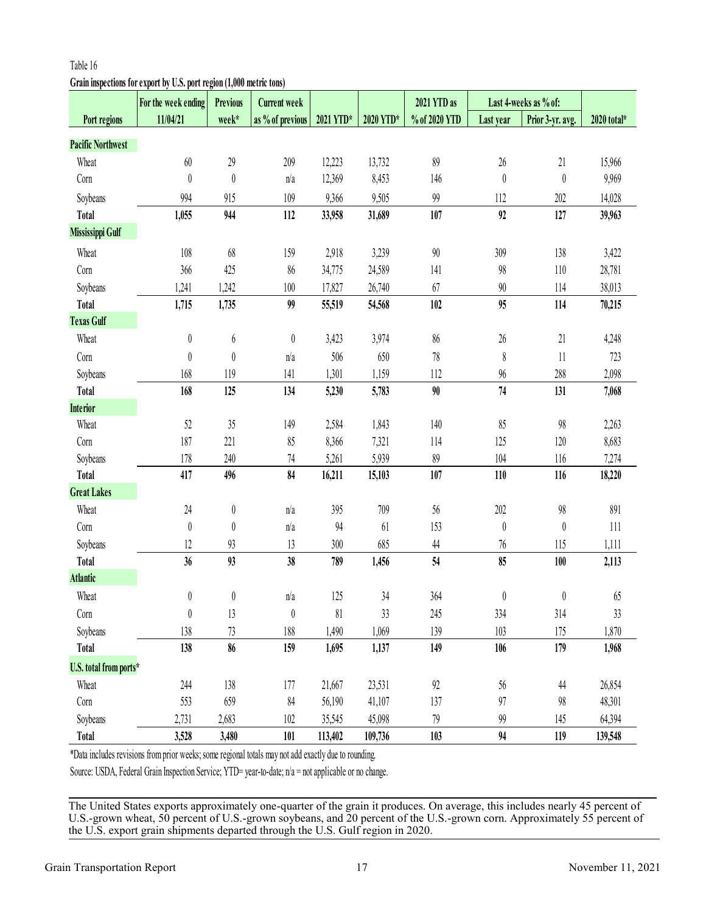Table 16

**Grain inspections for export by U.S. port region (1,000 metric tons)**

| Port regions | For the week ending 11/04/21 | Previous week* | Current week as % of previous | 2021 YTD* | 2020 YTD* | 2021 YTD as % of 2020 YTD | Last 4-weeks as % of: Last year | Last 4-weeks as % of: Prior 3-yr. avg. | 2020 total* |
|---|---|---|---|---|---|---|---|---|---|
| **Pacific Northwest** | | | | | | | | | |
| Wheat | 60 | 29 | 209 | 12,223 | 13,732 | 89 | 26 | 21 | 15,966 |
| Corn | 0 | 0 | n/a | 12,369 | 8,453 | 146 | 0 | 0 | 9,969 |
| Soybeans | 994 | 915 | 109 | 9,366 | 9,505 | 99 | 112 | 202 | 14,028 |
| **Total** | **1,055** | **944** | **112** | **33,958** | **31,689** | **107** | **92** | **127** | **39,963** |
| **Mississippi Gulf** | | | | | | | | | |
| Wheat | 108 | 68 | 159 | 2,918 | 3,239 | 90 | 309 | 138 | 3,422 |
| Corn | 366 | 425 | 86 | 34,775 | 24,589 | 141 | 98 | 110 | 28,781 |
| Soybeans | 1,241 | 1,242 | 100 | 17,827 | 26,740 | 67 | 90 | 114 | 38,013 |
| **Total** | **1,715** | **1,735** | **99** | **55,519** | **54,568** | **102** | **95** | **114** | **70,215** |
| **Texas Gulf** | | | | | | | | | |
| Wheat | 0 | 6 | 0 | 3,423 | 3,974 | 86 | 26 | 21 | 4,248 |
| Corn | 0 | 0 | n/a | 506 | 650 | 78 | 8 | 11 | 723 |
| Soybeans | 168 | 119 | 141 | 1,301 | 1,159 | 112 | 96 | 288 | 2,098 |
| **Total** | **168** | **125** | **134** | **5,230** | **5,783** | **90** | **74** | **131** | **7,068** |
| **Interior** | | | | | | | | | |
| Wheat | 52 | 35 | 149 | 2,584 | 1,843 | 140 | 85 | 98 | 2,263 |
| Corn | 187 | 221 | 85 | 8,366 | 7,321 | 114 | 125 | 120 | 8,683 |
| Soybeans | 178 | 240 | 74 | 5,261 | 5,939 | 89 | 104 | 116 | 7,274 |
| **Total** | **417** | **496** | **84** | **16,211** | **15,103** | **107** | **110** | **116** | **18,220** |
| **Great Lakes** | | | | | | | | | |
| Wheat | 24 | 0 | n/a | 395 | 709 | 56 | 202 | 98 | 891 |
| Corn | 0 | 0 | n/a | 94 | 61 | 153 | 0 | 0 | 111 |
| Soybeans | 12 | 93 | 13 | 300 | 685 | 44 | 76 | 115 | 1,111 |
| **Total** | **36** | **93** | **38** | **789** | **1,456** | **54** | **85** | **100** | **2,113** |
| **Atlantic** | | | | | | | | | |
| Wheat | 0 | 0 | n/a | 125 | 34 | 364 | 0 | 0 | 65 |
| Corn | 0 | 13 | 0 | 81 | 33 | 245 | 334 | 314 | 33 |
| Soybeans | 138 | 73 | 188 | 1,490 | 1,069 | 139 | 103 | 175 | 1,870 |
| **Total** | **138** | **86** | **159** | **1,695** | **1,137** | **149** | **106** | **179** | **1,968** |
| **U.S. total from ports*** | | | | | | | | | |
| Wheat | 244 | 138 | 177 | 21,667 | 23,531 | 92 | 56 | 44 | 26,854 |
| Corn | 553 | 659 | 84 | 56,190 | 41,107 | 137 | 97 | 98 | 48,301 |
| Soybeans | 2,731 | 2,683 | 102 | 35,545 | 45,098 | 79 | 99 | 145 | 64,394 |
| **Total** | **3,528** | **3,480** | **101** | **113,402** | **109,736** | **103** | **94** | **119** | **139,548** |

*Data includes revisions from prior weeks; some regional totals may not add exactly due to rounding.

Source: USDA, Federal Grain Inspection Service; YTD= year-to-date; n/a = not applicable or no change.

The United States exports approximately one-quarter of the grain it produces. On average, this includes nearly 45 percent of U.S.-grown wheat, 50 percent of U.S.-grown soybeans, and 20 percent of the U.S.-grown corn. Approximately 55 percent of the U.S. export grain shipments departed through the U.S. Gulf region in 2020.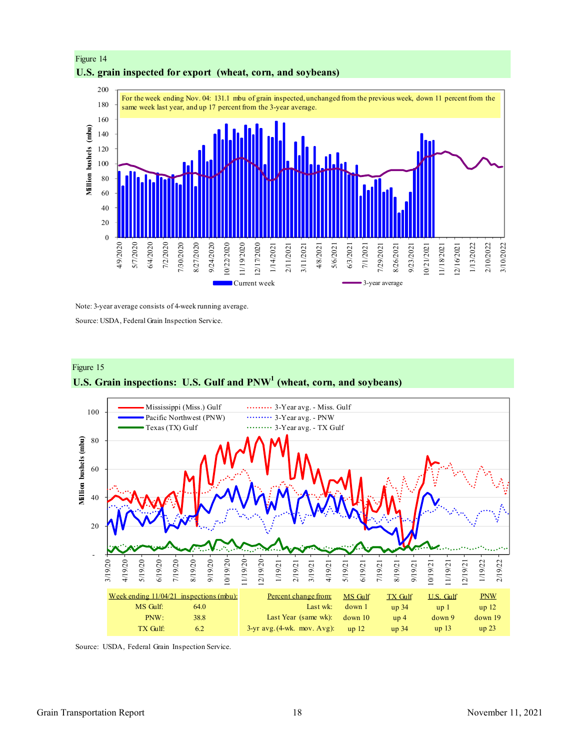Figure 14

**U.S. grain inspected for export (wheat, corn, and soybeans)**

For the week ending Nov. 04: 131.1 mbu of grain inspected, unchanged from the previous week, down 11 percent from the same week last year, and up 17 percent from the 3-year average.

Note: 3-year average consists of 4-week running average.

Source: USDA, Federal Grain Inspection Service.

Figure 15

**U.S. Grain inspections: U.S. Gulf and PNW[1] (wheat, corn, and soybeans)**

| Week ending 11/04/21 inspections (mbu): | |
|---|---|
| MS Gulf: | 64.0 |
| PNW: | 38.8 |
| TX Gulf: | 6.2 |

| Percent change from: | MS Gulf | TX Gulf | U.S. Gulf | PNW |
|---|---|---|---|---|
| Last wk: | down 1 | up 34 | up 1 | up 12 |
| Last Year (same wk): | down 10 | up 4 | down 9 | down 19 |
| 3-yr avg. (4-wk. mov. Avg): | up 12 | up 34 | up 13 | up 23 |

Source: USDA, Federal Grain Inspection Service.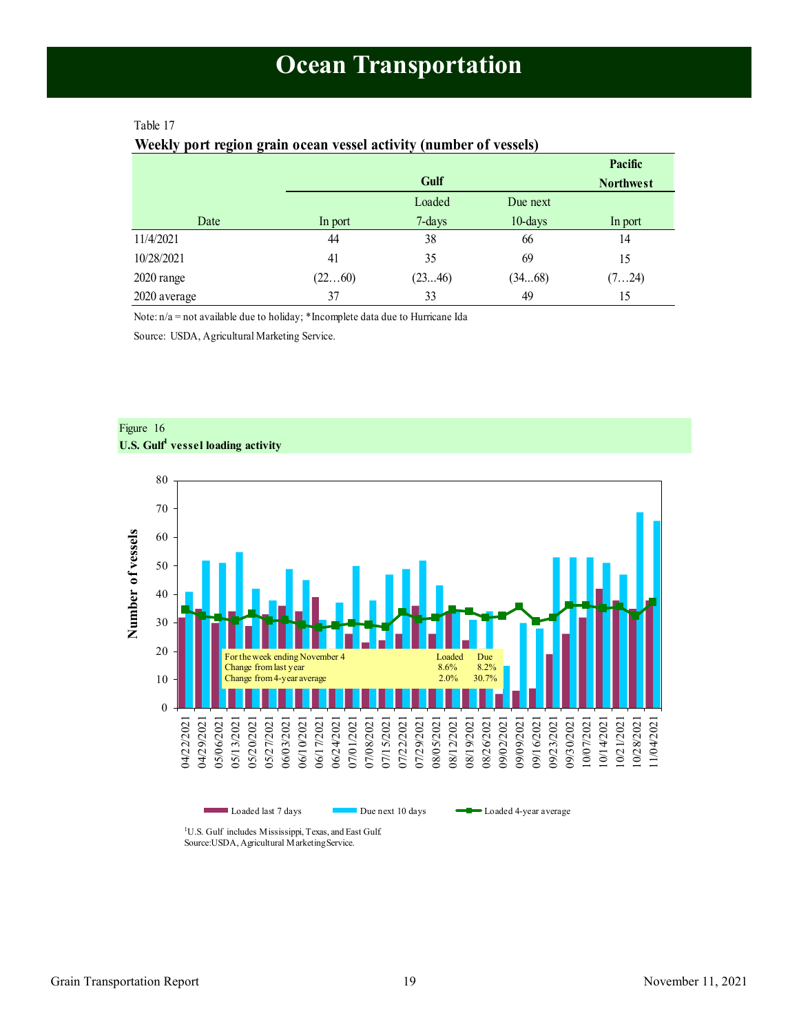# Ocean Transportation

Table 17

**Weekly port region grain ocean vessel activity (number of vessels)**

| | Gulf | | | Pacific Northwest |
|---|---|---|---|---|
| Date | In port | Loaded 7-days | Due next 10-days | In port |
| 11/4/2021 | 44 | 38 | 66 | 14 |
| 10/28/2021 | 41 | 35 | 69 | 15 |
| 2020 range | (22…60) | (23...46) | (34...68) | (7…24) |
| 2020 average | 37 | 33 | 49 | 15 |

Note: n/a = not available due to holiday; *Incomplete data due to Hurricane Ida

Source: USDA, Agricultural Marketing Service.

Figure 16

**U.S. Gulf[1] vessel loading activity**

| For the week ending November 4 | Loaded | Due |
|---|---|---|
| Change from last year | 8.6% | 8.2% |
| Change from 4-year average | 2.0% | 30.7% |

Legend: Loaded last 7 days; Due next 10 days; Loaded 4-year average

[1]U.S. Gulf includes Mississippi, Texas, and East Gulf.
Source: USDA, Agricultural Marketing Service.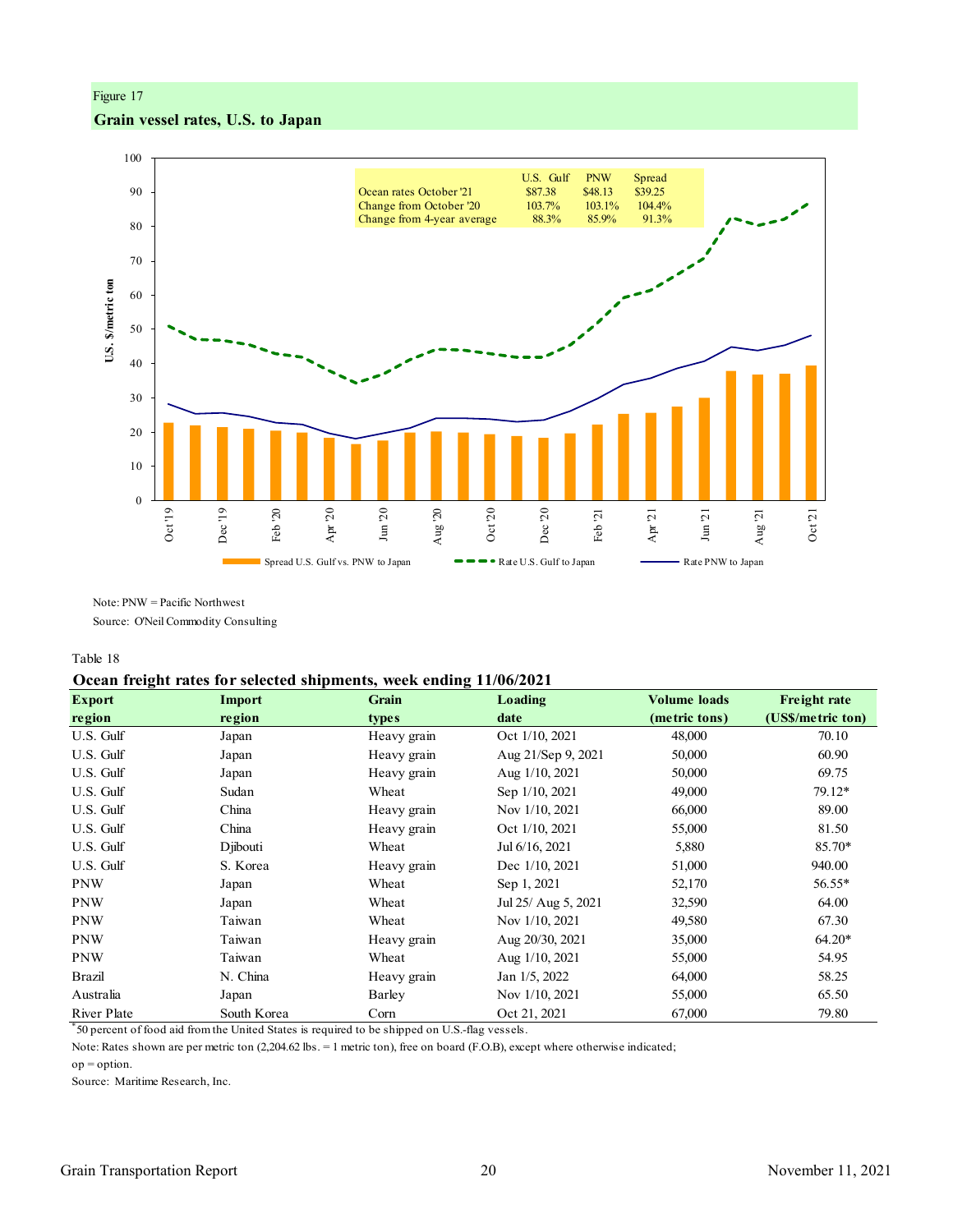Figure 17

**Grain vessel rates, U.S. to Japan**

| | U.S. Gulf | PNW | Spread |
|---|---|---|---|
| Ocean rates October '21 | $87.38 | $48.13 | $39.25 |
| Change from October '20 | 103.7% | 103.1% | 104.4% |
| Change from 4-year average | 88.3% | 85.9% | 91.3% |

Note: PNW = Pacific Northwest

Source: O'Neil Commodity Consulting

Table 18

**Ocean freight rates for selected shipments, week ending 11/06/2021**

| Export region | Import region | Grain types | Loading date | Volume loads (metric tons) | Freight rate (US$/metric ton) |
|---|---|---|---|---|---|
| U.S. Gulf | Japan | Heavy grain | Oct 1/10, 2021 | 48,000 | 70.10 |
| U.S. Gulf | Japan | Heavy grain | Aug 21/Sep 9, 2021 | 50,000 | 60.90 |
| U.S. Gulf | Japan | Heavy grain | Aug 1/10, 2021 | 50,000 | 69.75 |
| U.S. Gulf | Sudan | Wheat | Sep 1/10, 2021 | 49,000 | 79.12* |
| U.S. Gulf | China | Heavy grain | Nov 1/10, 2021 | 66,000 | 89.00 |
| U.S. Gulf | China | Heavy grain | Oct 1/10, 2021 | 55,000 | 81.50 |
| U.S. Gulf | Djibouti | Wheat | Jul 6/16, 2021 | 5,880 | 85.70* |
| U.S. Gulf | S. Korea | Heavy grain | Dec 1/10, 2021 | 51,000 | 940.00 |
| PNW | Japan | Wheat | Sep 1, 2021 | 52,170 | 56.55* |
| PNW | Japan | Wheat | Jul 25/ Aug 5, 2021 | 32,590 | 64.00 |
| PNW | Taiwan | Wheat | Nov 1/10, 2021 | 49,580 | 67.30 |
| PNW | Taiwan | Heavy grain | Aug 20/30, 2021 | 35,000 | 64.20* |
| PNW | Taiwan | Wheat | Aug 1/10, 2021 | 55,000 | 54.95 |
| Brazil | N. China | Heavy grain | Jan 1/5, 2022 | 64,000 | 58.25 |
| Australia | Japan | Barley | Nov 1/10, 2021 | 55,000 | 65.50 |
| River Plate | South Korea | Corn | Oct 21, 2021 | 67,000 | 79.80 |

*50 percent of food aid from the United States is required to be shipped on U.S.-flag vessels.

Note: Rates shown are per metric ton (2,204.62 lbs. = 1 metric ton), free on board (F.O.B), except where otherwise indicated; op = option.

Source: Maritime Research, Inc.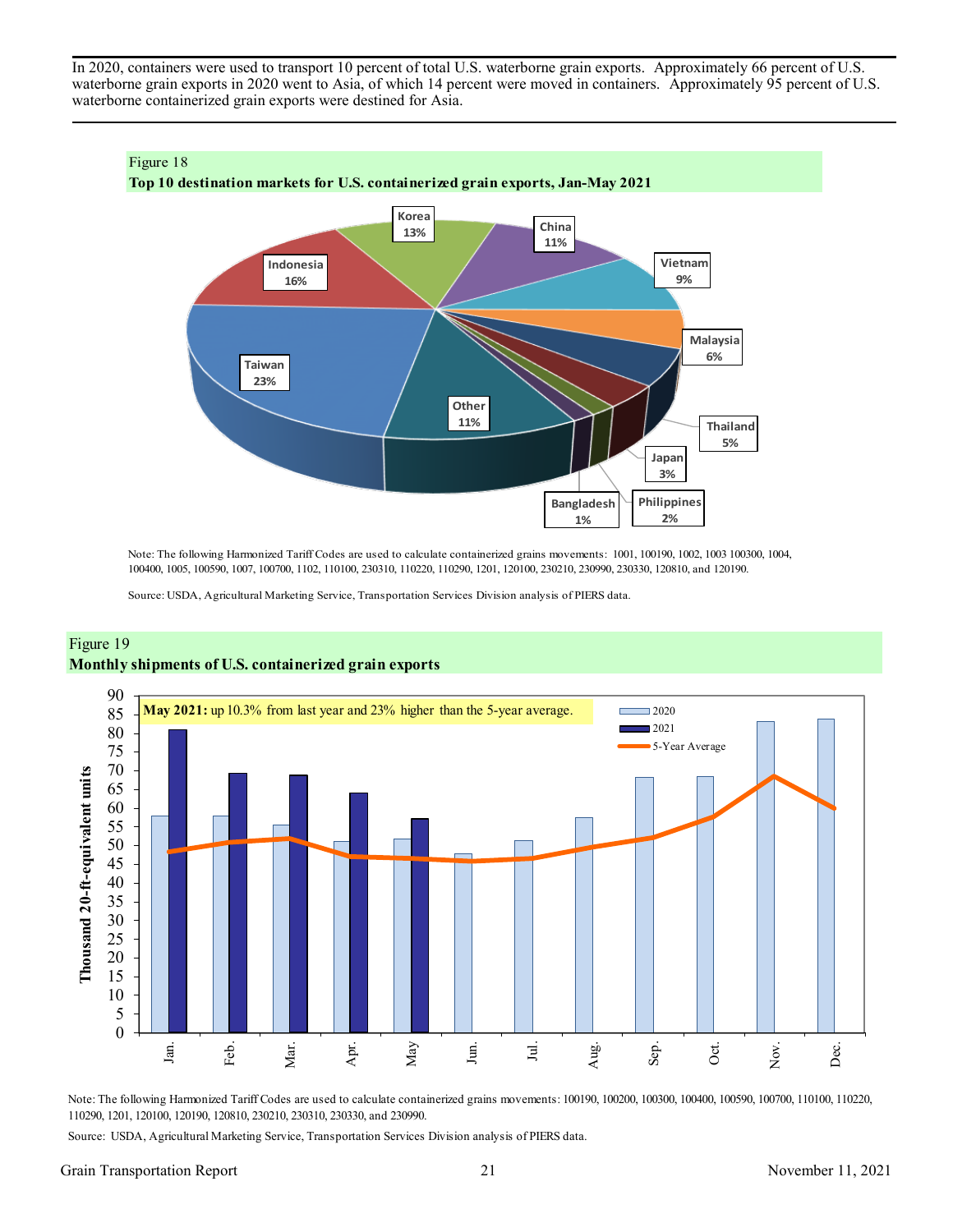In 2020, containers were used to transport 10 percent of total U.S. waterborne grain exports. Approximately 66 percent of U.S. waterborne grain exports in 2020 went to Asia, of which 14 percent were moved in containers. Approximately 95 percent of U.S. waterborne containerized grain exports were destined for Asia.

Figure 18
**Top 10 destination markets for U.S. containerized grain exports, Jan-May 2021**

| Destination | Share |
|---|---|
| Taiwan | 23% |
| Indonesia | 16% |
| Korea | 13% |
| China | 11% |
| Vietnam | 9% |
| Malaysia | 6% |
| Thailand | 5% |
| Japan | 3% |
| Philippines | 2% |
| Bangladesh | 1% |
| Other | 11% |

Note: The following Harmonized Tariff Codes are used to calculate containerized grains movements: 1001, 100190, 1002, 1003 100300, 1004, 100400, 1005, 100590, 1007, 100700, 1102, 110100, 230310, 110220, 110290, 1201, 120100, 230210, 230990, 230330, 120810, and 120190.

Source: USDA, Agricultural Marketing Service, Transportation Services Division analysis of PIERS data.

Figure 19
**Monthly shipments of U.S. containerized grain exports**

**May 2021:** up 10.3% from last year and 23% higher than the 5-year average.

Note: The following Harmonized Tariff Codes are used to calculate containerized grains movements: 100190, 100200, 100300, 100400, 100590, 100700, 110100, 110220, 110290, 1201, 120100, 120190, 120810, 230210, 230310, 230330, and 230990.

Source: USDA, Agricultural Marketing Service, Transportation Services Division analysis of PIERS data.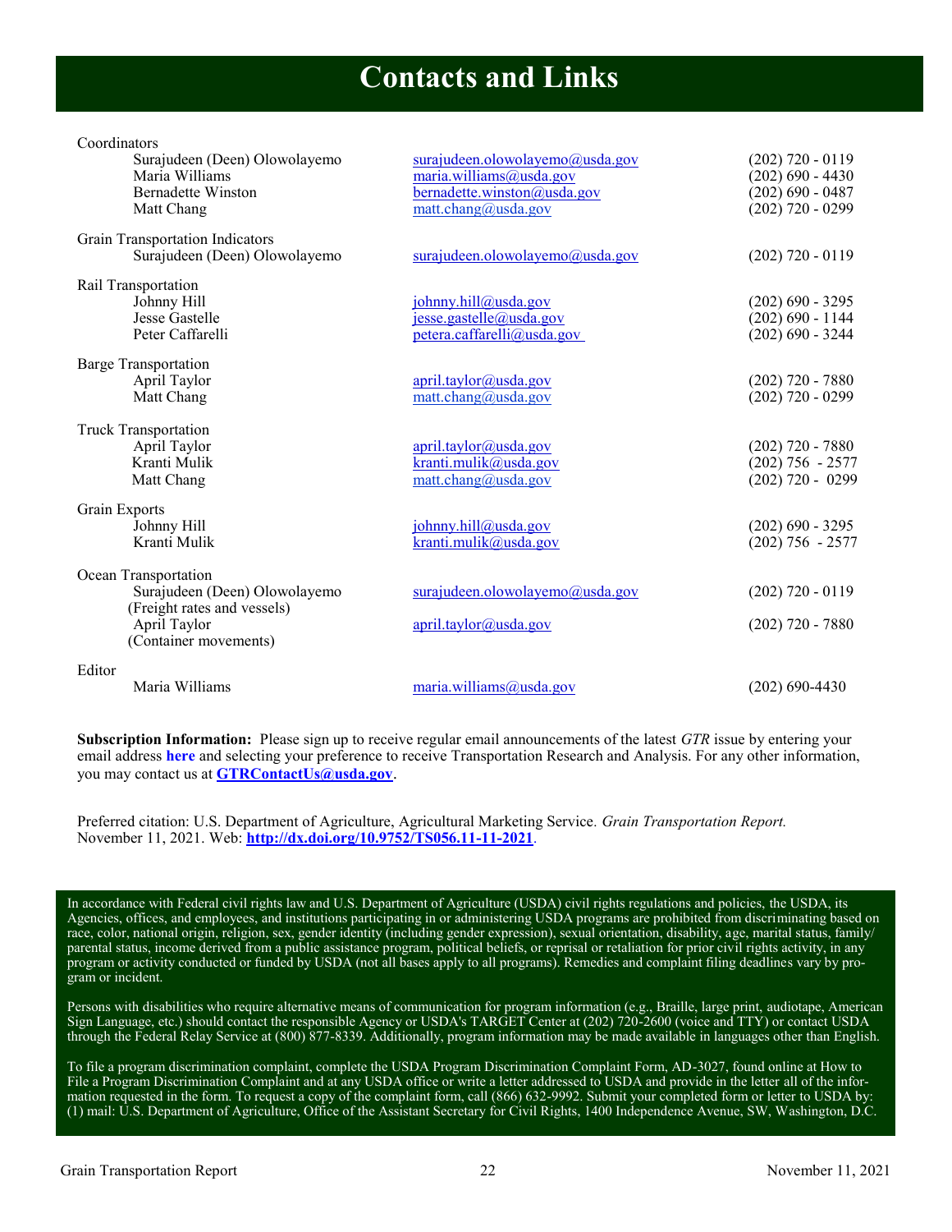# Contacts and Links

| | | |
|---|---|---|
| **Coordinators** | | |
| Surajudeen (Deen) Olowolayemo | surajudeen.olowolayemo@usda.gov | (202) 720 - 0119 |
| Maria Williams | maria.williams@usda.gov | (202) 690 - 4430 |
| Bernadette Winston | bernadette.winston@usda.gov | (202) 690 - 0487 |
| Matt Chang | matt.chang@usda.gov | (202) 720 - 0299 |
| **Grain Transportation Indicators** | | |
| Surajudeen (Deen) Olowolayemo | surajudeen.olowolayemo@usda.gov | (202) 720 - 0119 |
| **Rail Transportation** | | |
| Johnny Hill | johnny.hill@usda.gov | (202) 690 - 3295 |
| Jesse Gastelle | jesse.gastelle@usda.gov | (202) 690 - 1144 |
| Peter Caffarelli | petera.caffarelli@usda.gov | (202) 690 - 3244 |
| **Barge Transportation** | | |
| April Taylor | april.taylor@usda.gov | (202) 720 - 7880 |
| Matt Chang | matt.chang@usda.gov | (202) 720 - 0299 |
| **Truck Transportation** | | |
| April Taylor | april.taylor@usda.gov | (202) 720 - 7880 |
| Kranti Mulik | kranti.mulik@usda.gov | (202) 756 - 2577 |
| Matt Chang | matt.chang@usda.gov | (202) 720 - 0299 |
| **Grain Exports** | | |
| Johnny Hill | johnny.hill@usda.gov | (202) 690 - 3295 |
| Kranti Mulik | kranti.mulik@usda.gov | (202) 756 - 2577 |
| **Ocean Transportation** | | |
| Surajudeen (Deen) Olowolayemo (Freight rates and vessels) | surajudeen.olowolayemo@usda.gov | (202) 720 - 0119 |
| April Taylor (Container movements) | april.taylor@usda.gov | (202) 720 - 7880 |
| **Editor** | | |
| Maria Williams | maria.williams@usda.gov | (202) 690-4430 |

**Subscription Information:** Please sign up to receive regular email announcements of the latest *GTR* issue by entering your email address **here** and selecting your preference to receive Transportation Research and Analysis. For any other information, you may contact us at **GTRContactUs@usda.gov**.

Preferred citation: U.S. Department of Agriculture, Agricultural Marketing Service. *Grain Transportation Report.* November 11, 2021. Web: **http://dx.doi.org/10.9752/TS056.11-11-2021**.

In accordance with Federal civil rights law and U.S. Department of Agriculture (USDA) civil rights regulations and policies, the USDA, its Agencies, offices, and employees, and institutions participating in or administering USDA programs are prohibited from discriminating based on race, color, national origin, religion, sex, gender identity (including gender expression), sexual orientation, disability, age, marital status, family/parental status, income derived from a public assistance program, political beliefs, or reprisal or retaliation for prior civil rights activity, in any program or activity conducted or funded by USDA (not all bases apply to all programs). Remedies and complaint filing deadlines vary by program or incident.

Persons with disabilities who require alternative means of communication for program information (e.g., Braille, large print, audiotape, American Sign Language, etc.) should contact the responsible Agency or USDA's TARGET Center at (202) 720-2600 (voice and TTY) or contact USDA through the Federal Relay Service at (800) 877-8339. Additionally, program information may be made available in languages other than English.

To file a program discrimination complaint, complete the USDA Program Discrimination Complaint Form, AD-3027, found online at How to File a Program Discrimination Complaint and at any USDA office or write a letter addressed to USDA and provide in the letter all of the information requested in the form. To request a copy of the complaint form, call (866) 632-9992. Submit your completed form or letter to USDA by: (1) mail: U.S. Department of Agriculture, Office of the Assistant Secretary for Civil Rights, 1400 Independence Avenue, SW, Washington, D.C.